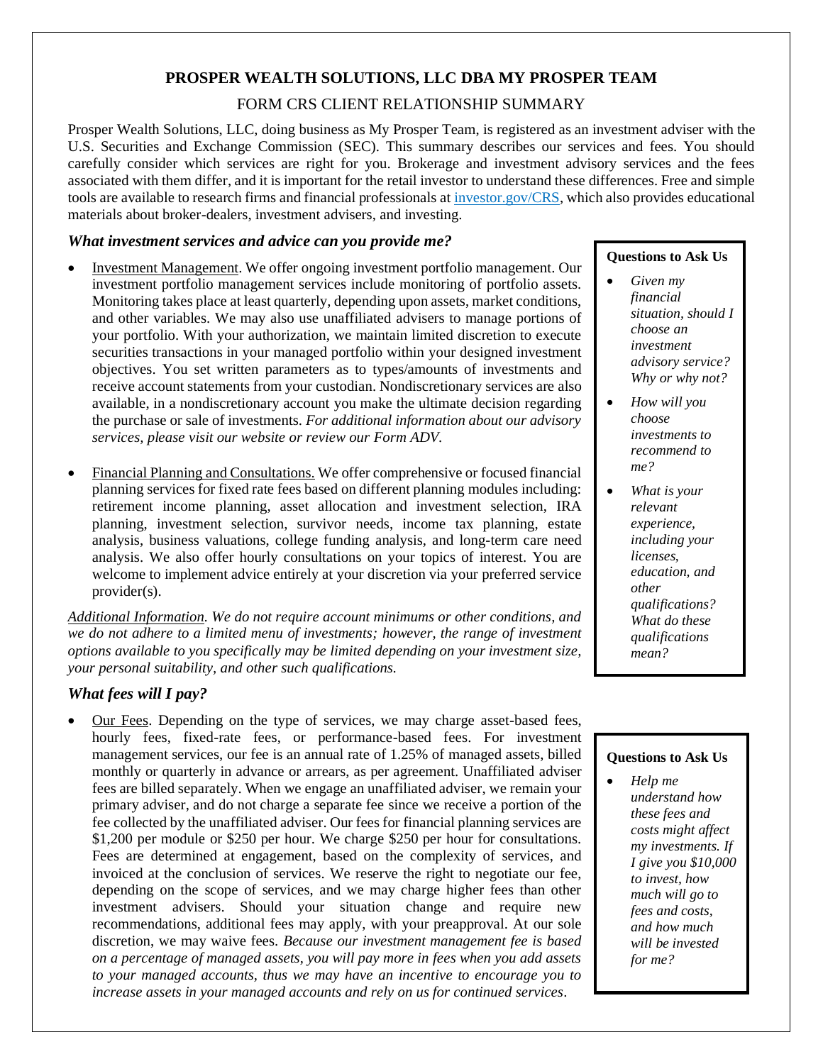# PROSPER WEALTH SOLUTIONS, LLC DBA MY PROSPER TEAM

## FORM CRS CLIENT RELATIONSHIP SUMMARY

Prosper Wealth Solutions, LLC, doing business as My Prosper Team, is registered as an investment adviser with the U.S. Securities and Exchange Commission (SEC). This summary describes our services and fees. You should carefully consider which services are right for you. Brokerage and investment advisory services and the fees associated with them differ, and it is important for the retail investor to understand these differences. Free and simple tools are available to research firms and financial professionals at investor.gov/CRS, which also provides educational materials about broker-dealers, investment advisers, and investing.

### *What investment services and advice can you provide me?*

- Investment Management. We offer ongoing investment portfolio management. Our investment portfolio management services include monitoring of portfolio assets. Monitoring takes place at least quarterly, depending upon assets, market conditions, and other variables. We may also use unaffiliated advisers to manage portions of your portfolio. With your authorization, we maintain limited discretion to execute securities transactions in your managed portfolio within your designed investment objectives. You set written parameters as to types/amounts of investments and receive account statements from your custodian. Nondiscretionary services are also available, in a nondiscretionary account you make the ultimate decision regarding the purchase or sale of investments. *For additional information about our advisory services, please visit our website or review our Form ADV.*

- Financial Planning and Consultations. We offer comprehensive or focused financial planning services for fixed rate fees based on different planning modules including: retirement income planning, asset allocation and investment selection, IRA planning, investment selection, survivor needs, income tax planning, estate analysis, business valuations, college funding analysis, and long-term care need analysis. We also offer hourly consultations on your topics of interest. You are welcome to implement advice entirely at your discretion via your preferred service provider(s).

*Additional Information. We do not require account minimums or other conditions, and we do not adhere to a limited menu of investments; however, the range of investment options available to you specifically may be limited depending on your investment size, your personal suitability, and other such qualifications.*

**Questions to Ask Us**

- *Given my financial situation, should I choose an investment advisory service? Why or why not?*
- *How will you choose investments to recommend to me?*
- *What is your relevant experience, including your licenses, education, and other qualifications? What do these qualifications mean?*

### *What fees will I pay?*

- Our Fees. Depending on the type of services, we may charge asset-based fees, hourly fees, fixed-rate fees, or performance-based fees. For investment management services, our fee is an annual rate of 1.25% of managed assets, billed monthly or quarterly in advance or arrears, as per agreement. Unaffiliated adviser fees are billed separately. When we engage an unaffiliated adviser, we remain your primary adviser, and do not charge a separate fee since we receive a portion of the fee collected by the unaffiliated adviser. Our fees for financial planning services are $1,200 per module or $250 per hour. We charge $250 per hour for consultations. Fees are determined at engagement, based on the complexity of services, and invoiced at the conclusion of services. We reserve the right to negotiate our fee, depending on the scope of services, and we may charge higher fees than other investment advisers. Should your situation change and require new recommendations, additional fees may apply, with your preapproval. At our sole discretion, we may waive fees. *Because our investment management fee is based on a percentage of managed assets, you will pay more in fees when you add assets to your managed accounts, thus we may have an incentive to encourage you to increase assets in your managed accounts and rely on us for continued services*.

**Questions to Ask Us**

- *Help me understand how these fees and costs might affect my investments. If I give you $10,000 to invest, how much will go to fees and costs, and how much will be invested for me?*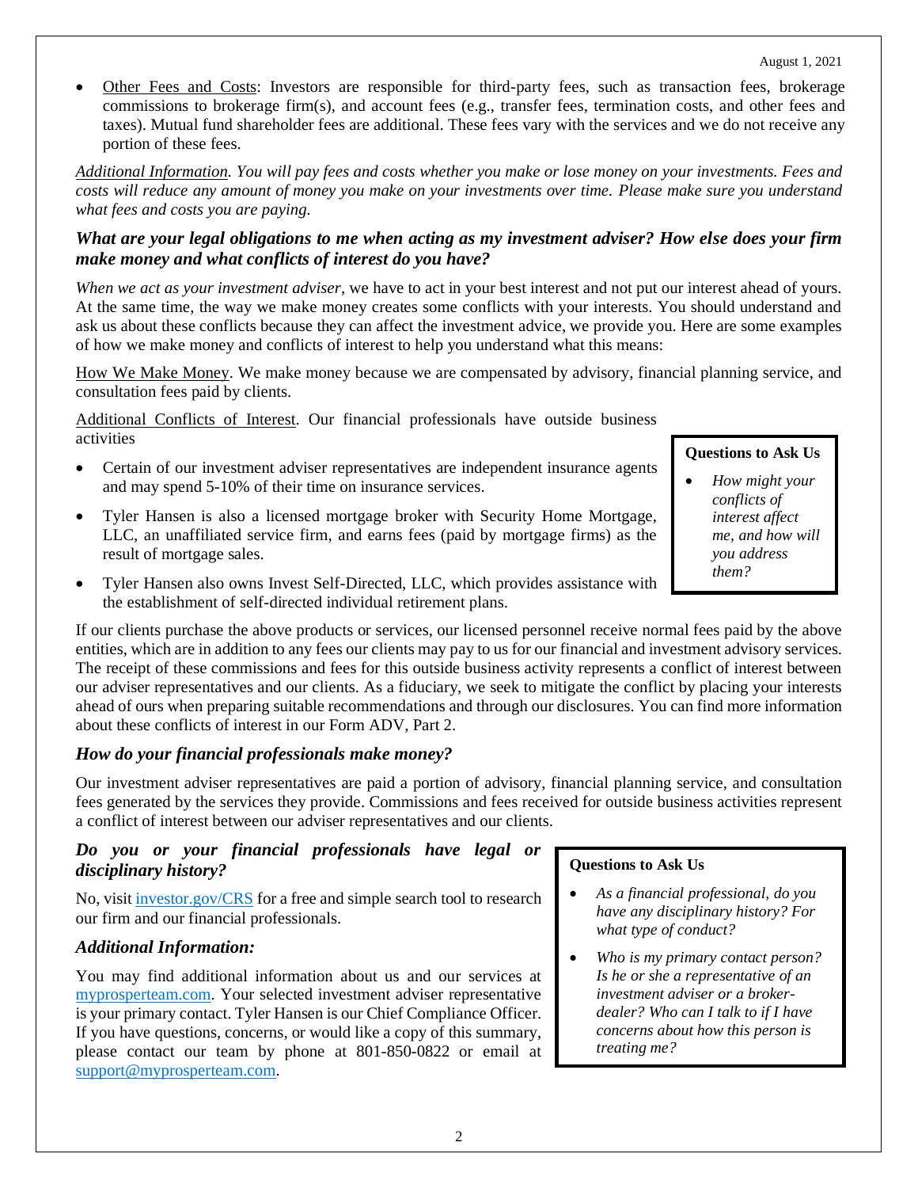- Other Fees and Costs: Investors are responsible for third-party fees, such as transaction fees, brokerage commissions to brokerage firm(s), and account fees (e.g., transfer fees, termination costs, and other fees and taxes). Mutual fund shareholder fees are additional. These fees vary with the services and we do not receive any portion of these fees.

*Additional Information. You will pay fees and costs whether you make or lose money on your investments. Fees and costs will reduce any amount of money you make on your investments over time. Please make sure you understand what fees and costs you are paying.*

### *What are your legal obligations to me when acting as my investment adviser? How else does your firm make money and what conflicts of interest do you have?*

*When we act as your investment adviser*, we have to act in your best interest and not put our interest ahead of yours. At the same time, the way we make money creates some conflicts with your interests. You should understand and ask us about these conflicts because they can affect the investment advice, we provide you. Here are some examples of how we make money and conflicts of interest to help you understand what this means:

How We Make Money. We make money because we are compensated by advisory, financial planning service, and consultation fees paid by clients.

Additional Conflicts of Interest. Our financial professionals have outside business activities

- Certain of our investment adviser representatives are independent insurance agents and may spend 5-10% of their time on insurance services.
- Tyler Hansen is also a licensed mortgage broker with Security Home Mortgage, LLC, an unaffiliated service firm, and earns fees (paid by mortgage firms) as the result of mortgage sales.
- Tyler Hansen also owns Invest Self-Directed, LLC, which provides assistance with the establishment of self-directed individual retirement plans.

> **Questions to Ask Us**
>
> - *How might your conflicts of interest affect me, and how will you address them?*

If our clients purchase the above products or services, our licensed personnel receive normal fees paid by the above entities, which are in addition to any fees our clients may pay to us for our financial and investment advisory services. The receipt of these commissions and fees for this outside business activity represents a conflict of interest between our adviser representatives and our clients. As a fiduciary, we seek to mitigate the conflict by placing your interests ahead of ours when preparing suitable recommendations and through our disclosures. You can find more information about these conflicts of interest in our Form ADV, Part 2.

### *How do your financial professionals make money?*

Our investment adviser representatives are paid a portion of advisory, financial planning service, and consultation fees generated by the services they provide. Commissions and fees received for outside business activities represent a conflict of interest between our adviser representatives and our clients.

### *Do you or your financial professionals have legal or disciplinary history?*

No, visit investor.gov/CRS for a free and simple search tool to research our firm and our financial professionals.

### *Additional Information:*

You may find additional information about us and our services at mypros­perteam.com. Your selected investment adviser representative is your primary contact. Tyler Hansen is our Chief Compliance Officer. If you have questions, concerns, or would like a copy of this summary, please contact our team by phone at 801-850-0822 or email at support@mypros­perteam.com.

> **Questions to Ask Us**
>
> - *As a financial professional, do you have any disciplinary history? For what type of conduct?*
> - *Who is my primary contact person? Is he or she a representative of an investment adviser or a broker-dealer? Who can I talk to if I have concerns about how this person is treating me?*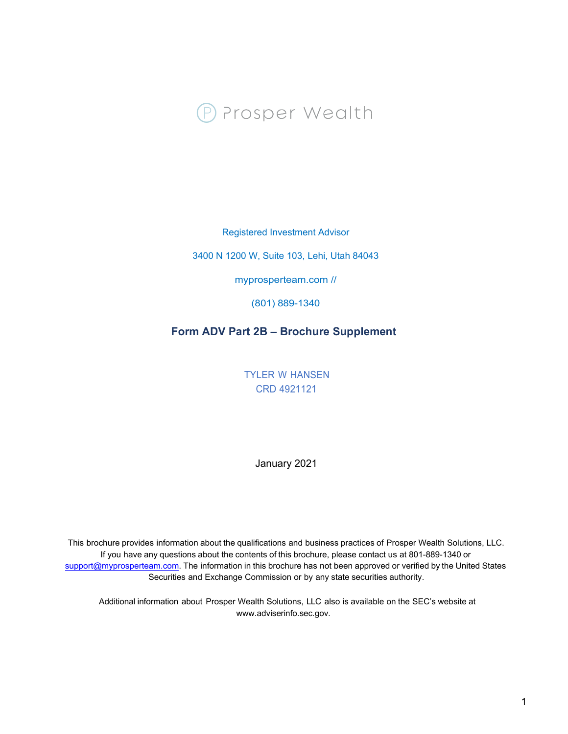Prosper Wealth

Registered Investment Advisor

3400 N 1200 W, Suite 103, Lehi, Utah 84043

myprosperteam.com //

(801) 889-1340

## Form ADV Part 2B – Brochure Supplement

TYLER W HANSEN
CRD 4921121

January 2021

This brochure provides information about the qualifications and business practices of Prosper Wealth Solutions, LLC. If you have any questions about the contents of this brochure, please contact us at 801-889-1340 or support@myprosperteam.com. The information in this brochure has not been approved or verified by the United States Securities and Exchange Commission or by any state securities authority.

Additional information about Prosper Wealth Solutions, LLC also is available on the SEC's website at www.adviserinfo.sec.gov.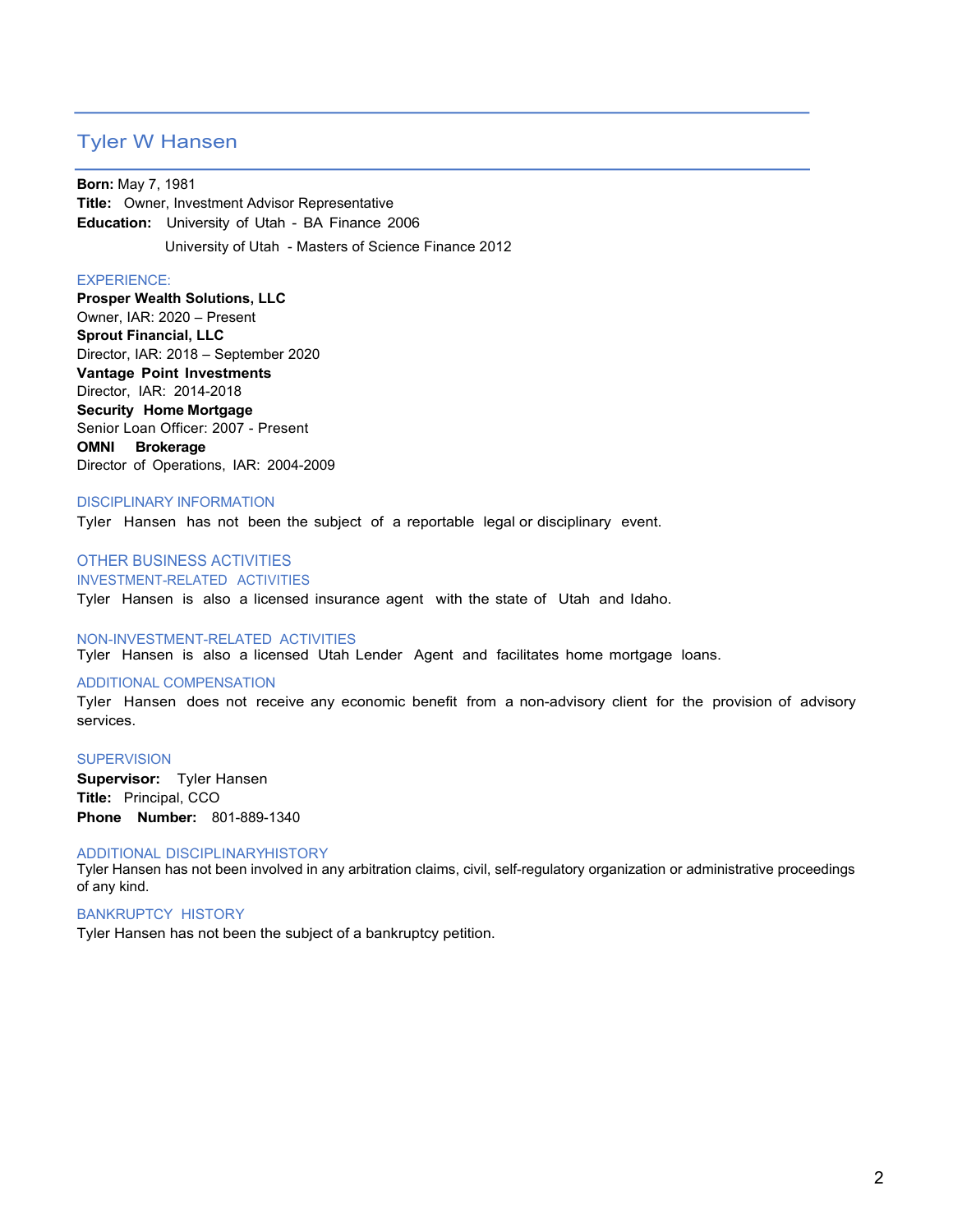## Tyler W Hansen

**Born:** May 7, 1981
**Title:** Owner, Investment Advisor Representative
**Education:** University of Utah - BA Finance 2006
University of Utah - Masters of Science Finance 2012

### EXPERIENCE:

**Prosper Wealth Solutions, LLC**
Owner, IAR: 2020 – Present
**Sprout Financial, LLC**
Director, IAR: 2018 – September 2020
**Vantage Point Investments**
Director, IAR: 2014-2018
**Security Home Mortgage**
Senior Loan Officer: 2007 - Present
**OMNI Brokerage**
Director of Operations, IAR: 2004-2009

### DISCIPLINARY INFORMATION

Tyler Hansen has not been the subject of a reportable legal or disciplinary event.

### OTHER BUSINESS ACTIVITIES

#### INVESTMENT-RELATED ACTIVITIES

Tyler Hansen is also a licensed insurance agent with the state of Utah and Idaho.

#### NON-INVESTMENT-RELATED ACTIVITIES

Tyler Hansen is also a licensed Utah Lender Agent and facilitates home mortgage loans.

### ADDITIONAL COMPENSATION

Tyler Hansen does not receive any economic benefit from a non-advisory client for the provision of advisory services.

### SUPERVISION

**Supervisor:** Tyler Hansen
**Title:** Principal, CCO
**Phone Number:** 801-889-1340

### ADDITIONAL DISCIPLINARYHISTORY

Tyler Hansen has not been involved in any arbitration claims, civil, self-regulatory organization or administrative proceedings of any kind.

### BANKRUPTCY HISTORY

Tyler Hansen has not been the subject of a bankruptcy petition.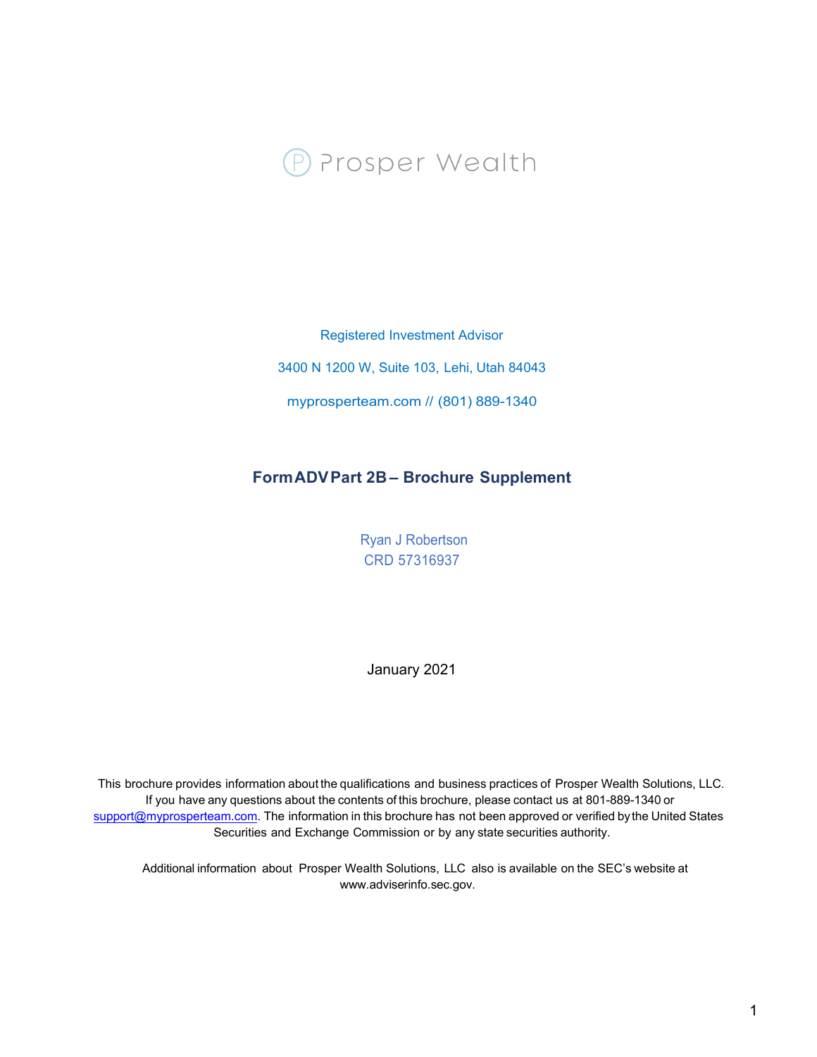Prosper Wealth

Registered Investment Advisor

3400 N 1200 W, Suite 103, Lehi, Utah 84043

myprosperteam.com // (801) 889-1340

## Form ADV Part 2B – Brochure Supplement

Ryan J Robertson
CRD 57316937

January 2021

This brochure provides information about the qualifications and business practices of Prosper Wealth Solutions, LLC. If you have any questions about the contents of this brochure, please contact us at 801-889-1340 or support@myprosperteam.com. The information in this brochure has not been approved or verified by the United States Securities and Exchange Commission or by any state securities authority.

Additional information about Prosper Wealth Solutions, LLC also is available on the SEC's website at www.adviserinfo.sec.gov.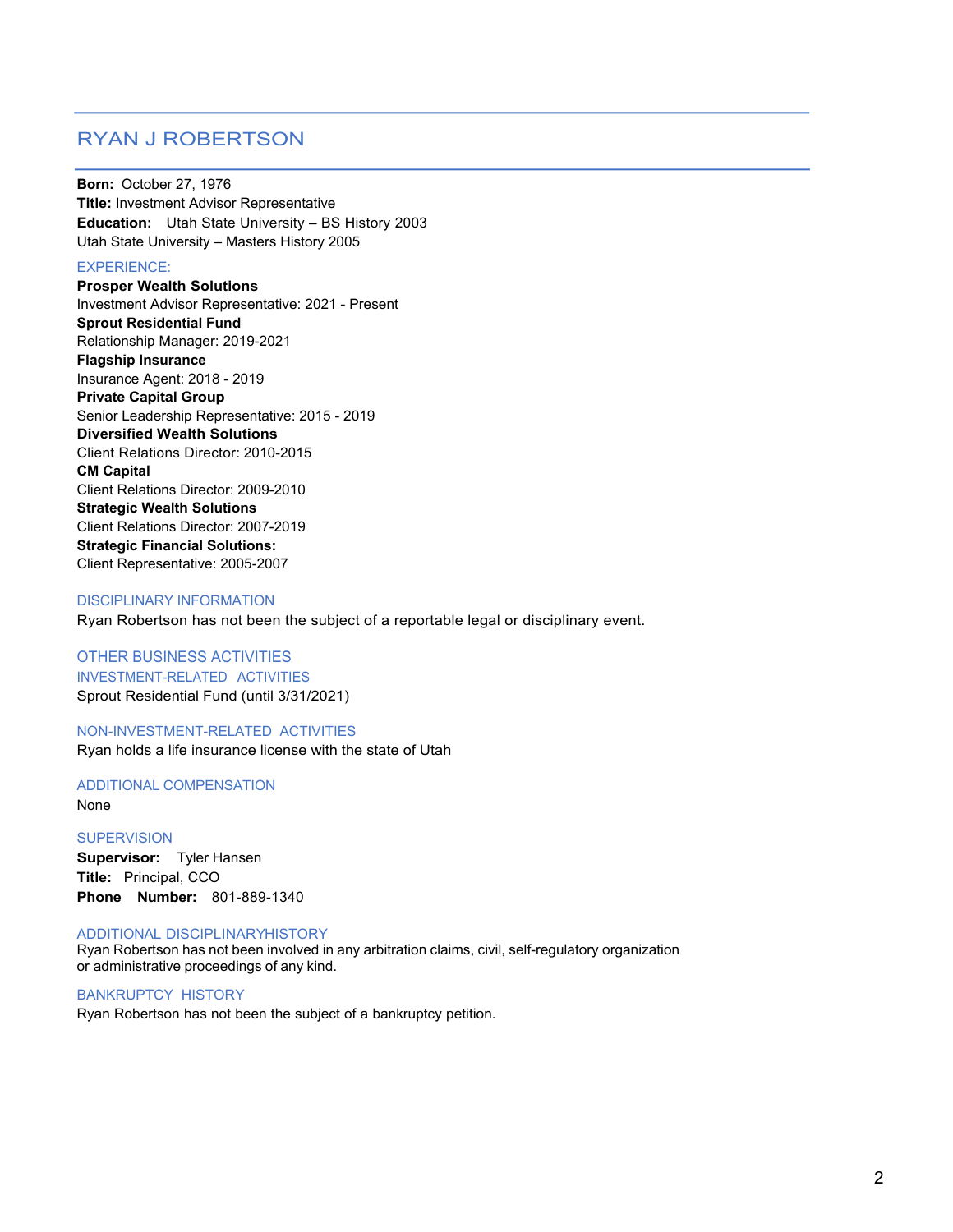# RYAN J ROBERTSON

**Born:** October 27, 1976
**Title:** Investment Advisor Representative
**Education:** Utah State University – BS History 2003
Utah State University – Masters History 2005

## EXPERIENCE:

**Prosper Wealth Solutions**
Investment Advisor Representative: 2021 - Present
**Sprout Residential Fund**
Relationship Manager: 2019-2021
**Flagship Insurance**
Insurance Agent: 2018 - 2019
**Private Capital Group**
Senior Leadership Representative: 2015 - 2019
**Diversified Wealth Solutions**
Client Relations Director: 2010-2015
**CM Capital**
Client Relations Director: 2009-2010
**Strategic Wealth Solutions**
Client Relations Director: 2007-2019
**Strategic Financial Solutions:**
Client Representative: 2005-2007

## DISCIPLINARY INFORMATION

Ryan Robertson has not been the subject of a reportable legal or disciplinary event.

## OTHER BUSINESS ACTIVITIES

### INVESTMENT-RELATED ACTIVITIES

Sprout Residential Fund (until 3/31/2021)

### NON-INVESTMENT-RELATED ACTIVITIES

Ryan holds a life insurance license with the state of Utah

## ADDITIONAL COMPENSATION

None

## SUPERVISION

**Supervisor:** Tyler Hansen
**Title:** Principal, CCO
**Phone Number:** 801-889-1340

## ADDITIONAL DISCIPLINARYHISTORY

Ryan Robertson has not been involved in any arbitration claims, civil, self-regulatory organization or administrative proceedings of any kind.

## BANKRUPTCY HISTORY

Ryan Robertson has not been the subject of a bankruptcy petition.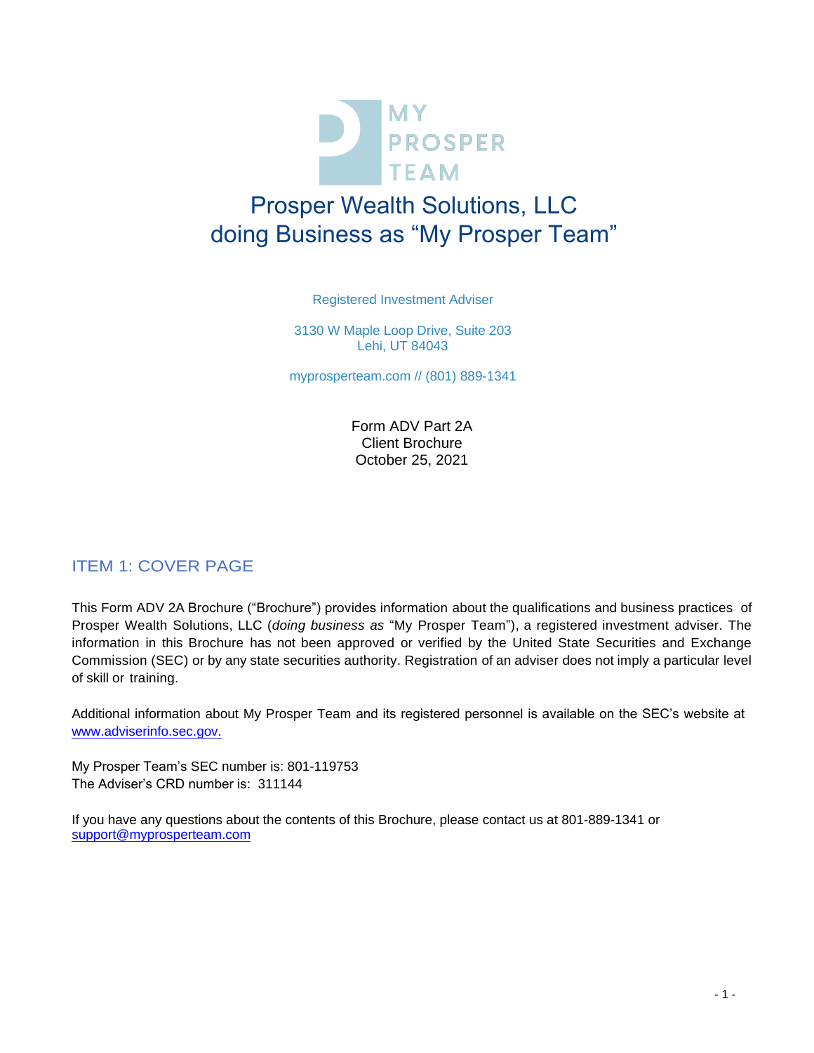MY PROSPER TEAM

# Prosper Wealth Solutions, LLC doing Business as "My Prosper Team"

Registered Investment Adviser

3130 W Maple Loop Drive, Suite 203
Lehi, UT 84043

myprosperteam.com // (801) 889-1341

Form ADV Part 2A
Client Brochure
October 25, 2021

## ITEM 1: COVER PAGE

This Form ADV 2A Brochure ("Brochure") provides information about the qualifications and business practices of Prosper Wealth Solutions, LLC (*doing business as* "My Prosper Team"), a registered investment adviser. The information in this Brochure has not been approved or verified by the United State Securities and Exchange Commission (SEC) or by any state securities authority. Registration of an adviser does not imply a particular level of skill or training.

Additional information about My Prosper Team and its registered personnel is available on the SEC's website at www.adviserinfo.sec.gov.

My Prosper Team's SEC number is: 801-119753
The Adviser's CRD number is: 311144

If you have any questions about the contents of this Brochure, please contact us at 801-889-1341 or support@myprosperteam.com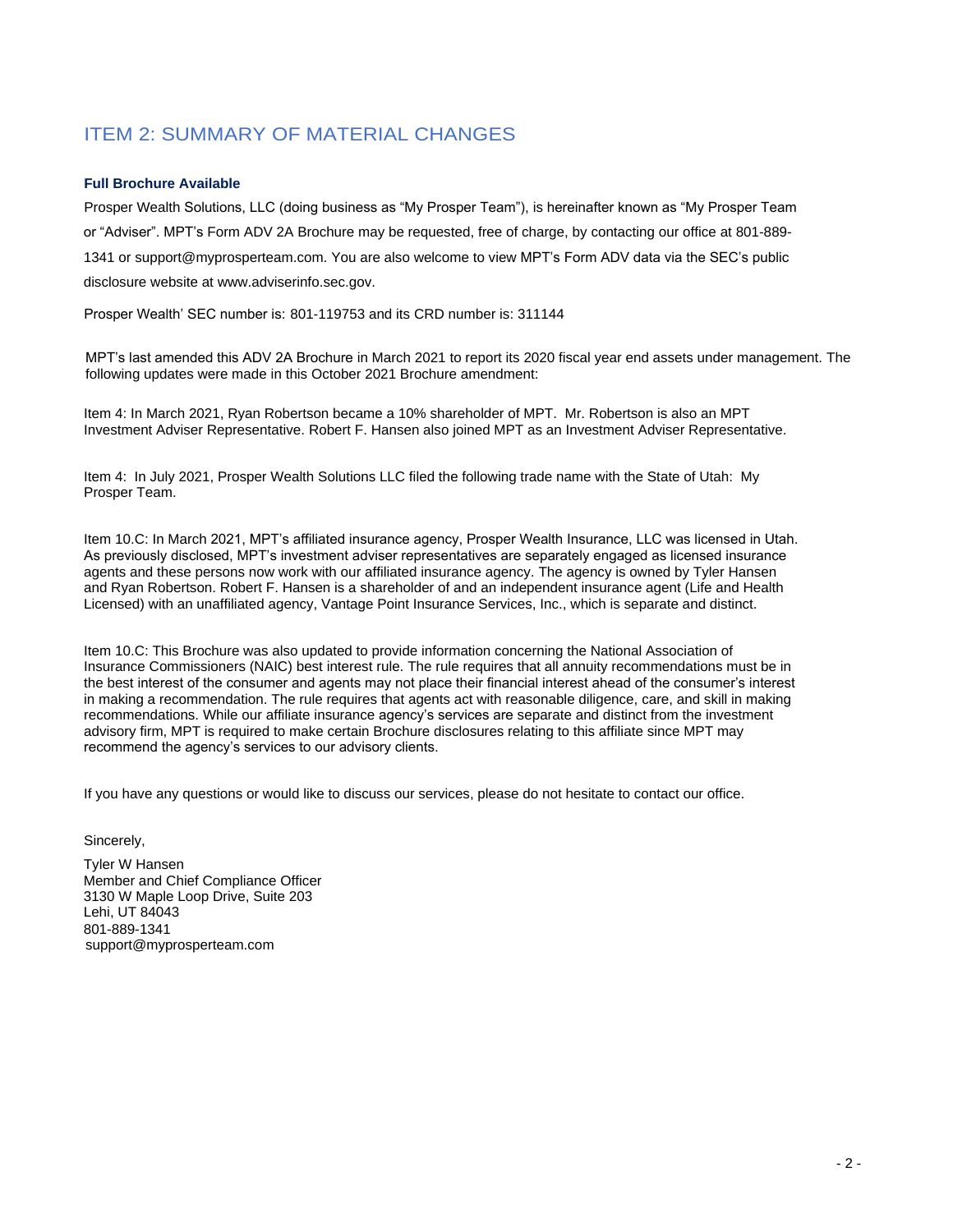## ITEM 2: SUMMARY OF MATERIAL CHANGES

### Full Brochure Available

Prosper Wealth Solutions, LLC (doing business as "My Prosper Team"), is hereinafter known as "My Prosper Team or "Adviser". MPT's Form ADV 2A Brochure may be requested, free of charge, by contacting our office at 801-889-1341 or support@myprosperteam.com. You are also welcome to view MPT's Form ADV data via the SEC's public disclosure website at www.adviserinfo.sec.gov.

Prosper Wealth' SEC number is: 801-119753 and its CRD number is: 311144

MPT's last amended this ADV 2A Brochure in March 2021 to report its 2020 fiscal year end assets under management. The following updates were made in this October 2021 Brochure amendment:

Item 4: In March 2021, Ryan Robertson became a 10% shareholder of MPT. Mr. Robertson is also an MPT Investment Adviser Representative. Robert F. Hansen also joined MPT as an Investment Adviser Representative.

Item 4: In July 2021, Prosper Wealth Solutions LLC filed the following trade name with the State of Utah: My Prosper Team.

Item 10.C: In March 2021, MPT's affiliated insurance agency, Prosper Wealth Insurance, LLC was licensed in Utah. As previously disclosed, MPT's investment adviser representatives are separately engaged as licensed insurance agents and these persons now work with our affiliated insurance agency. The agency is owned by Tyler Hansen and Ryan Robertson. Robert F. Hansen is a shareholder of and an independent insurance agent (Life and Health Licensed) with an unaffiliated agency, Vantage Point Insurance Services, Inc., which is separate and distinct.

Item 10.C: This Brochure was also updated to provide information concerning the National Association of Insurance Commissioners (NAIC) best interest rule. The rule requires that all annuity recommendations must be in the best interest of the consumer and agents may not place their financial interest ahead of the consumer's interest in making a recommendation. The rule requires that agents act with reasonable diligence, care, and skill in making recommendations. While our affiliate insurance agency's services are separate and distinct from the investment advisory firm, MPT is required to make certain Brochure disclosures relating to this affiliate since MPT may recommend the agency's services to our advisory clients.

If you have any questions or would like to discuss our services, please do not hesitate to contact our office.

Sincerely,

Tyler W Hansen  
Member and Chief Compliance Officer  
3130 W Maple Loop Drive, Suite 203  
Lehi, UT 84043  
801-889-1341  
support@myprosperteam.com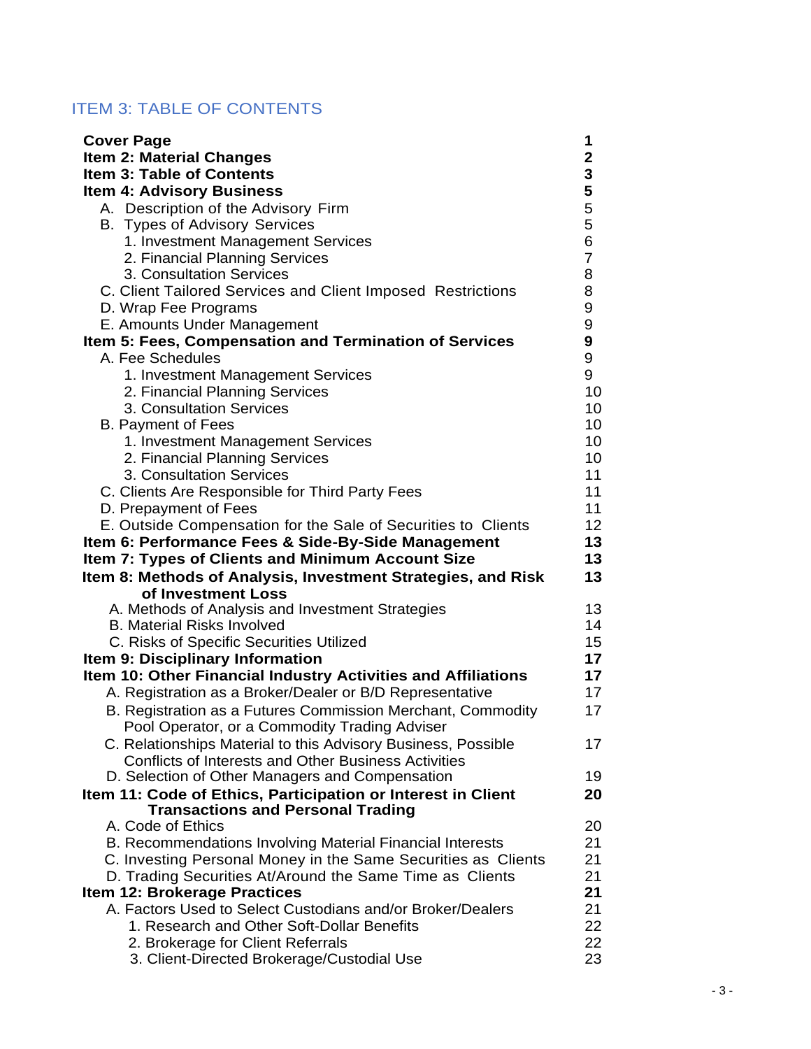## ITEM 3: TABLE OF CONTENTS

| | |
|---|---|
| **Cover Page** | **1** |
| **Item 2: Material Changes** | **2** |
| **Item 3: Table of Contents** | **3** |
| **Item 4: Advisory Business** | **5** |
| A. Description of the Advisory Firm | 5 |
| B. Types of Advisory Services | 5 |
| 1. Investment Management Services | 6 |
| 2. Financial Planning Services | 7 |
| 3. Consultation Services | 8 |
| C. Client Tailored Services and Client Imposed Restrictions | 8 |
| D. Wrap Fee Programs | 9 |
| E. Amounts Under Management | 9 |
| **Item 5: Fees, Compensation and Termination of Services** | **9** |
| A. Fee Schedules | 9 |
| 1. Investment Management Services | 9 |
| 2. Financial Planning Services | 10 |
| 3. Consultation Services | 10 |
| B. Payment of Fees | 10 |
| 1. Investment Management Services | 10 |
| 2. Financial Planning Services | 10 |
| 3. Consultation Services | 11 |
| C. Clients Are Responsible for Third Party Fees | 11 |
| D. Prepayment of Fees | 11 |
| E. Outside Compensation for the Sale of Securities to Clients | 12 |
| **Item 6: Performance Fees & Side-By-Side Management** | **13** |
| **Item 7: Types of Clients and Minimum Account Size** | **13** |
| **Item 8: Methods of Analysis, Investment Strategies, and Risk of Investment Loss** | **13** |
| A. Methods of Analysis and Investment Strategies | 13 |
| B. Material Risks Involved | 14 |
| C. Risks of Specific Securities Utilized | 15 |
| **Item 9: Disciplinary Information** | **17** |
| **Item 10: Other Financial Industry Activities and Affiliations** | **17** |
| A. Registration as a Broker/Dealer or B/D Representative | 17 |
| B. Registration as a Futures Commission Merchant, Commodity Pool Operator, or a Commodity Trading Adviser | 17 |
| C. Relationships Material to this Advisory Business, Possible Conflicts of Interests and Other Business Activities | 17 |
| D. Selection of Other Managers and Compensation | 19 |
| **Item 11: Code of Ethics, Participation or Interest in Client Transactions and Personal Trading** | **20** |
| A. Code of Ethics | 20 |
| B. Recommendations Involving Material Financial Interests | 21 |
| C. Investing Personal Money in the Same Securities as Clients | 21 |
| D. Trading Securities At/Around the Same Time as Clients | 21 |
| **Item 12: Brokerage Practices** | **21** |
| A. Factors Used to Select Custodians and/or Broker/Dealers | 21 |
| 1. Research and Other Soft-Dollar Benefits | 22 |
| 2. Brokerage for Client Referrals | 22 |
| 3. Client-Directed Brokerage/Custodial Use | 23 |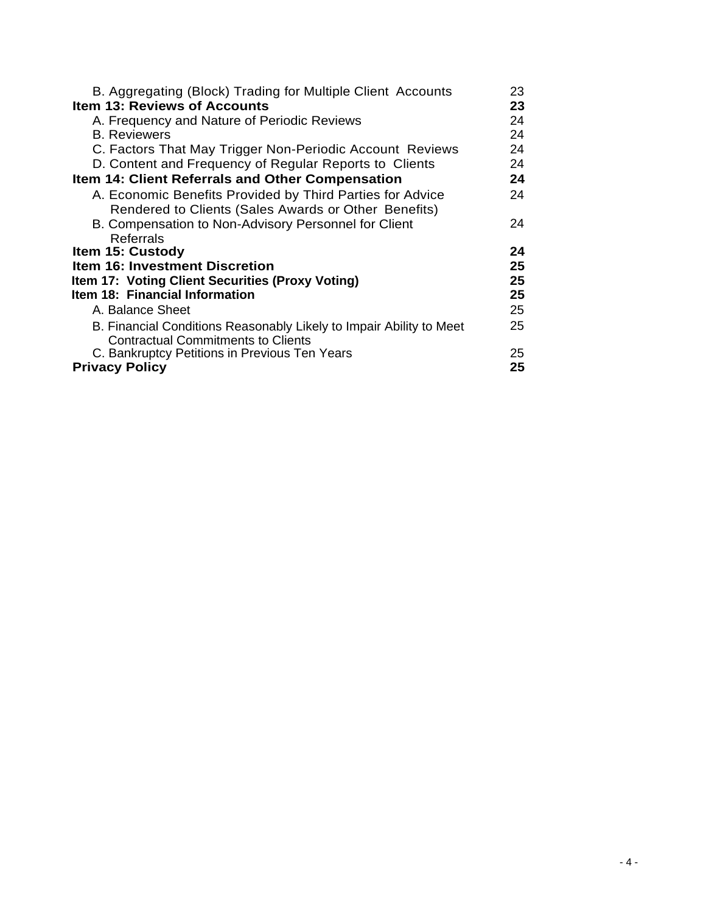| | |
|---|---|
| B. Aggregating (Block) Trading for Multiple Client Accounts | 23 |
| **Item 13: Reviews of Accounts** | **23** |
| A. Frequency and Nature of Periodic Reviews | 24 |
| B. Reviewers | 24 |
| C. Factors That May Trigger Non-Periodic Account Reviews | 24 |
| D. Content and Frequency of Regular Reports to Clients | 24 |
| **Item 14: Client Referrals and Other Compensation** | **24** |
| A. Economic Benefits Provided by Third Parties for Advice Rendered to Clients (Sales Awards or Other Benefits) | 24 |
| B. Compensation to Non-Advisory Personnel for Client Referrals | 24 |
| **Item 15: Custody** | **24** |
| **Item 16: Investment Discretion** | **25** |
| **Item 17: Voting Client Securities (Proxy Voting)** | **25** |
| **Item 18: Financial Information** | **25** |
| A. Balance Sheet | 25 |
| B. Financial Conditions Reasonably Likely to Impair Ability to Meet Contractual Commitments to Clients | 25 |
| C. Bankruptcy Petitions in Previous Ten Years | 25 |
| **Privacy Policy** | **25** |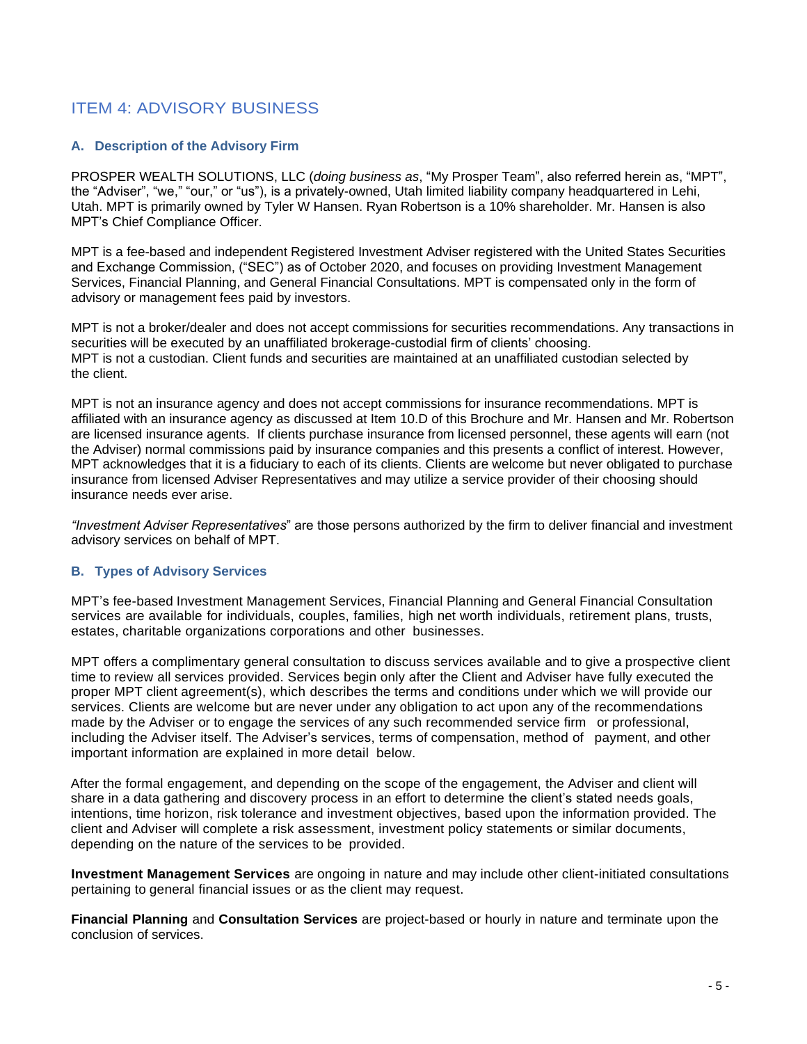## ITEM 4: ADVISORY BUSINESS

### A. Description of the Advisory Firm

PROSPER WEALTH SOLUTIONS, LLC (*doing business as*, "My Prosper Team", also referred herein as, "MPT", the "Adviser", "we," "our," or "us"), is a privately-owned, Utah limited liability company headquartered in Lehi, Utah. MPT is primarily owned by Tyler W Hansen. Ryan Robertson is a 10% shareholder. Mr. Hansen is also MPT's Chief Compliance Officer.

MPT is a fee-based and independent Registered Investment Adviser registered with the United States Securities and Exchange Commission, ("SEC") as of October 2020, and focuses on providing Investment Management Services, Financial Planning, and General Financial Consultations. MPT is compensated only in the form of advisory or management fees paid by investors.

MPT is not a broker/dealer and does not accept commissions for securities recommendations. Any transactions in securities will be executed by an unaffiliated brokerage-custodial firm of clients' choosing.
MPT is not a custodian. Client funds and securities are maintained at an unaffiliated custodian selected by the client.

MPT is not an insurance agency and does not accept commissions for insurance recommendations. MPT is affiliated with an insurance agency as discussed at Item 10.D of this Brochure and Mr. Hansen and Mr. Robertson are licensed insurance agents. If clients purchase insurance from licensed personnel, these agents will earn (not the Adviser) normal commissions paid by insurance companies and this presents a conflict of interest. However, MPT acknowledges that it is a fiduciary to each of its clients. Clients are welcome but never obligated to purchase insurance from licensed Adviser Representatives and may utilize a service provider of their choosing should insurance needs ever arise.

*"Investment Adviser Representatives*" are those persons authorized by the firm to deliver financial and investment advisory services on behalf of MPT.

### B. Types of Advisory Services

MPT's fee-based Investment Management Services, Financial Planning and General Financial Consultation services are available for individuals, couples, families, high net worth individuals, retirement plans, trusts, estates, charitable organizations corporations and other businesses.

MPT offers a complimentary general consultation to discuss services available and to give a prospective client time to review all services provided. Services begin only after the Client and Adviser have fully executed the proper MPT client agreement(s), which describes the terms and conditions under which we will provide our services. Clients are welcome but are never under any obligation to act upon any of the recommendations made by the Adviser or to engage the services of any such recommended service firm or professional, including the Adviser itself. The Adviser's services, terms of compensation, method of payment, and other important information are explained in more detail below.

After the formal engagement, and depending on the scope of the engagement, the Adviser and client will share in a data gathering and discovery process in an effort to determine the client's stated needs goals, intentions, time horizon, risk tolerance and investment objectives, based upon the information provided. The client and Adviser will complete a risk assessment, investment policy statements or similar documents, depending on the nature of the services to be provided.

**Investment Management Services** are ongoing in nature and may include other client-initiated consultations pertaining to general financial issues or as the client may request.

**Financial Planning** and **Consultation Services** are project-based or hourly in nature and terminate upon the conclusion of services.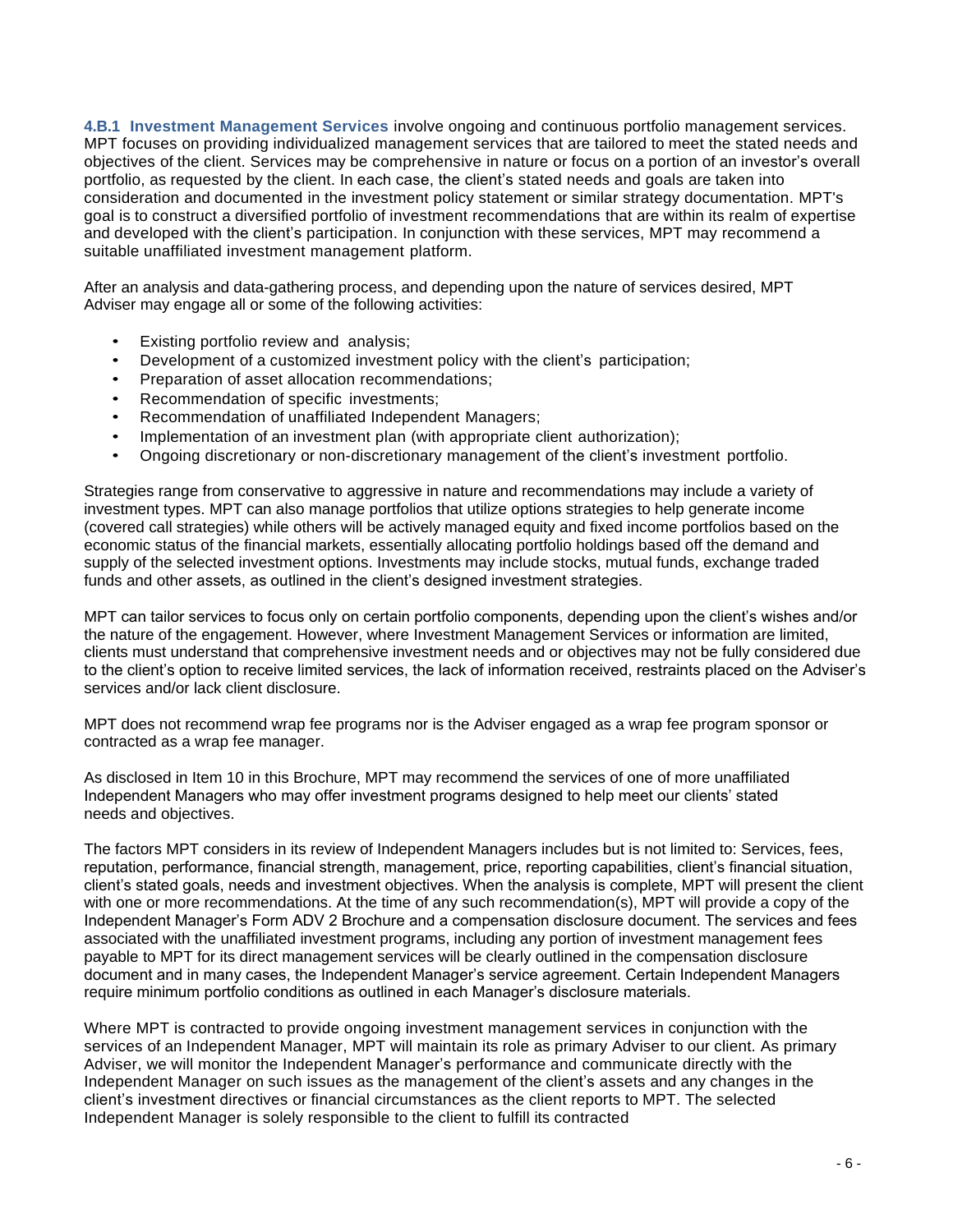**4.B.1 Investment Management Services** involve ongoing and continuous portfolio management services. MPT focuses on providing individualized management services that are tailored to meet the stated needs and objectives of the client. Services may be comprehensive in nature or focus on a portion of an investor's overall portfolio, as requested by the client. In each case, the client's stated needs and goals are taken into consideration and documented in the investment policy statement or similar strategy documentation. MPT's goal is to construct a diversified portfolio of investment recommendations that are within its realm of expertise and developed with the client's participation. In conjunction with these services, MPT may recommend a suitable unaffiliated investment management platform.

After an analysis and data-gathering process, and depending upon the nature of services desired, MPT Adviser may engage all or some of the following activities:

- Existing portfolio review and analysis;
- Development of a customized investment policy with the client's participation;
- Preparation of asset allocation recommendations;
- Recommendation of specific investments;
- Recommendation of unaffiliated Independent Managers;
- Implementation of an investment plan (with appropriate client authorization);
- Ongoing discretionary or non-discretionary management of the client's investment portfolio.

Strategies range from conservative to aggressive in nature and recommendations may include a variety of investment types. MPT can also manage portfolios that utilize options strategies to help generate income (covered call strategies) while others will be actively managed equity and fixed income portfolios based on the economic status of the financial markets, essentially allocating portfolio holdings based off the demand and supply of the selected investment options. Investments may include stocks, mutual funds, exchange traded funds and other assets, as outlined in the client's designed investment strategies.

MPT can tailor services to focus only on certain portfolio components, depending upon the client's wishes and/or the nature of the engagement. However, where Investment Management Services or information are limited, clients must understand that comprehensive investment needs and or objectives may not be fully considered due to the client's option to receive limited services, the lack of information received, restraints placed on the Adviser's services and/or lack client disclosure.

MPT does not recommend wrap fee programs nor is the Adviser engaged as a wrap fee program sponsor or contracted as a wrap fee manager.

As disclosed in Item 10 in this Brochure, MPT may recommend the services of one of more unaffiliated Independent Managers who may offer investment programs designed to help meet our clients' stated needs and objectives.

The factors MPT considers in its review of Independent Managers includes but is not limited to: Services, fees, reputation, performance, financial strength, management, price, reporting capabilities, client's financial situation, client's stated goals, needs and investment objectives. When the analysis is complete, MPT will present the client with one or more recommendations. At the time of any such recommendation(s), MPT will provide a copy of the Independent Manager's Form ADV 2 Brochure and a compensation disclosure document. The services and fees associated with the unaffiliated investment programs, including any portion of investment management fees payable to MPT for its direct management services will be clearly outlined in the compensation disclosure document and in many cases, the Independent Manager's service agreement. Certain Independent Managers require minimum portfolio conditions as outlined in each Manager's disclosure materials.

Where MPT is contracted to provide ongoing investment management services in conjunction with the services of an Independent Manager, MPT will maintain its role as primary Adviser to our client. As primary Adviser, we will monitor the Independent Manager's performance and communicate directly with the Independent Manager on such issues as the management of the client's assets and any changes in the client's investment directives or financial circumstances as the client reports to MPT. The selected Independent Manager is solely responsible to the client to fulfill its contracted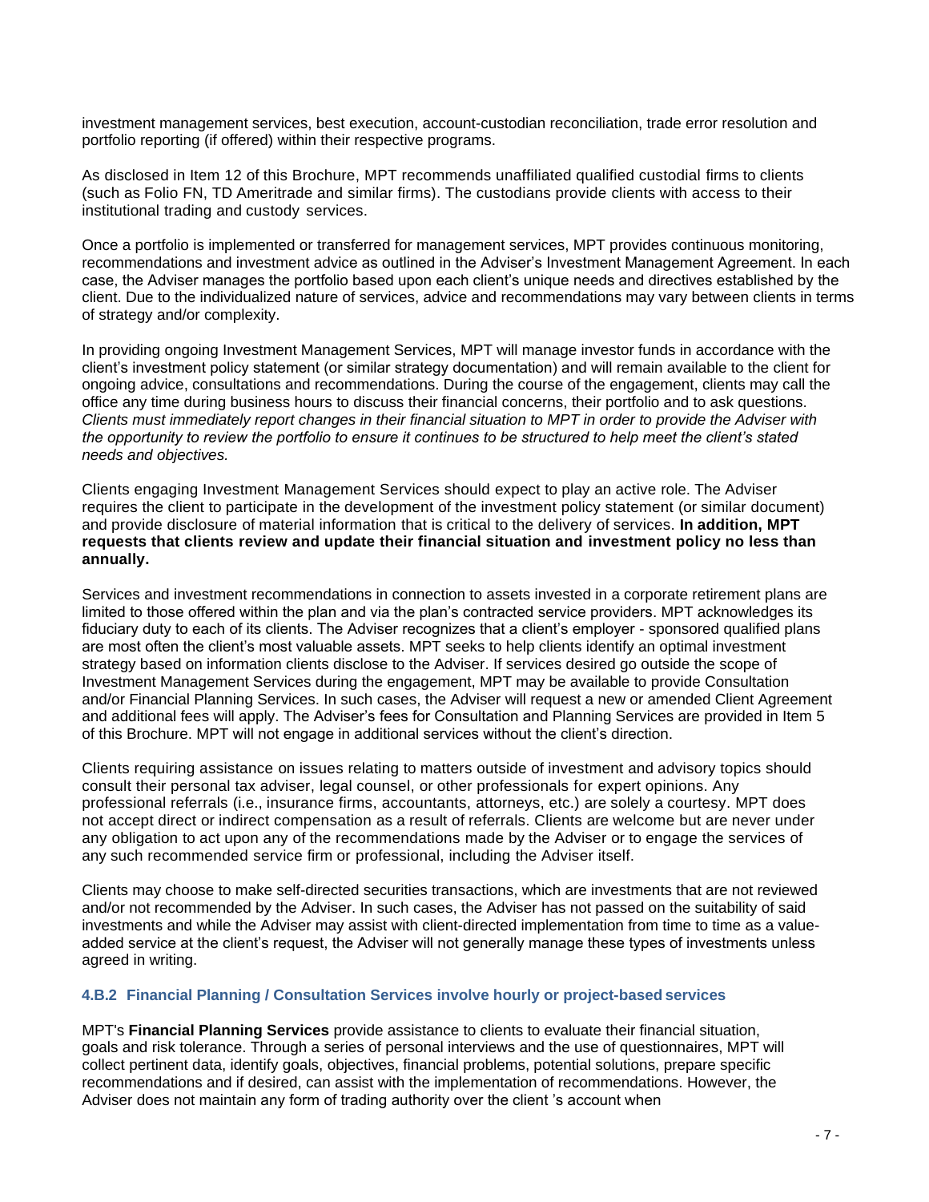investment management services, best execution, account-custodian reconciliation, trade error resolution and portfolio reporting (if offered) within their respective programs.

As disclosed in Item 12 of this Brochure, MPT recommends unaffiliated qualified custodial firms to clients (such as Folio FN, TD Ameritrade and similar firms). The custodians provide clients with access to their institutional trading and custody services.

Once a portfolio is implemented or transferred for management services, MPT provides continuous monitoring, recommendations and investment advice as outlined in the Adviser's Investment Management Agreement. In each case, the Adviser manages the portfolio based upon each client's unique needs and directives established by the client. Due to the individualized nature of services, advice and recommendations may vary between clients in terms of strategy and/or complexity.

In providing ongoing Investment Management Services, MPT will manage investor funds in accordance with the client's investment policy statement (or similar strategy documentation) and will remain available to the client for ongoing advice, consultations and recommendations. During the course of the engagement, clients may call the office any time during business hours to discuss their financial concerns, their portfolio and to ask questions. *Clients must immediately report changes in their financial situation to MPT in order to provide the Adviser with the opportunity to review the portfolio to ensure it continues to be structured to help meet the client's stated needs and objectives.*

Clients engaging Investment Management Services should expect to play an active role. The Adviser requires the client to participate in the development of the investment policy statement (or similar document) and provide disclosure of material information that is critical to the delivery of services. **In addition, MPT requests that clients review and update their financial situation and investment policy no less than annually.**

Services and investment recommendations in connection to assets invested in a corporate retirement plans are limited to those offered within the plan and via the plan's contracted service providers. MPT acknowledges its fiduciary duty to each of its clients. The Adviser recognizes that a client's employer - sponsored qualified plans are most often the client's most valuable assets. MPT seeks to help clients identify an optimal investment strategy based on information clients disclose to the Adviser. If services desired go outside the scope of Investment Management Services during the engagement, MPT may be available to provide Consultation and/or Financial Planning Services. In such cases, the Adviser will request a new or amended Client Agreement and additional fees will apply. The Adviser's fees for Consultation and Planning Services are provided in Item 5 of this Brochure. MPT will not engage in additional services without the client's direction.

Clients requiring assistance on issues relating to matters outside of investment and advisory topics should consult their personal tax adviser, legal counsel, or other professionals for expert opinions. Any professional referrals (i.e., insurance firms, accountants, attorneys, etc.) are solely a courtesy. MPT does not accept direct or indirect compensation as a result of referrals. Clients are welcome but are never under any obligation to act upon any of the recommendations made by the Adviser or to engage the services of any such recommended service firm or professional, including the Adviser itself.

Clients may choose to make self-directed securities transactions, which are investments that are not reviewed and/or not recommended by the Adviser. In such cases, the Adviser has not passed on the suitability of said investments and while the Adviser may assist with client-directed implementation from time to time as a value-added service at the client's request, the Adviser will not generally manage these types of investments unless agreed in writing.

#### 4.B.2 Financial Planning / Consultation Services involve hourly or project-based services

MPT's **Financial Planning Services** provide assistance to clients to evaluate their financial situation, goals and risk tolerance. Through a series of personal interviews and the use of questionnaires, MPT will collect pertinent data, identify goals, objectives, financial problems, potential solutions, prepare specific recommendations and if desired, can assist with the implementation of recommendations. However, the Adviser does not maintain any form of trading authority over the client 's account when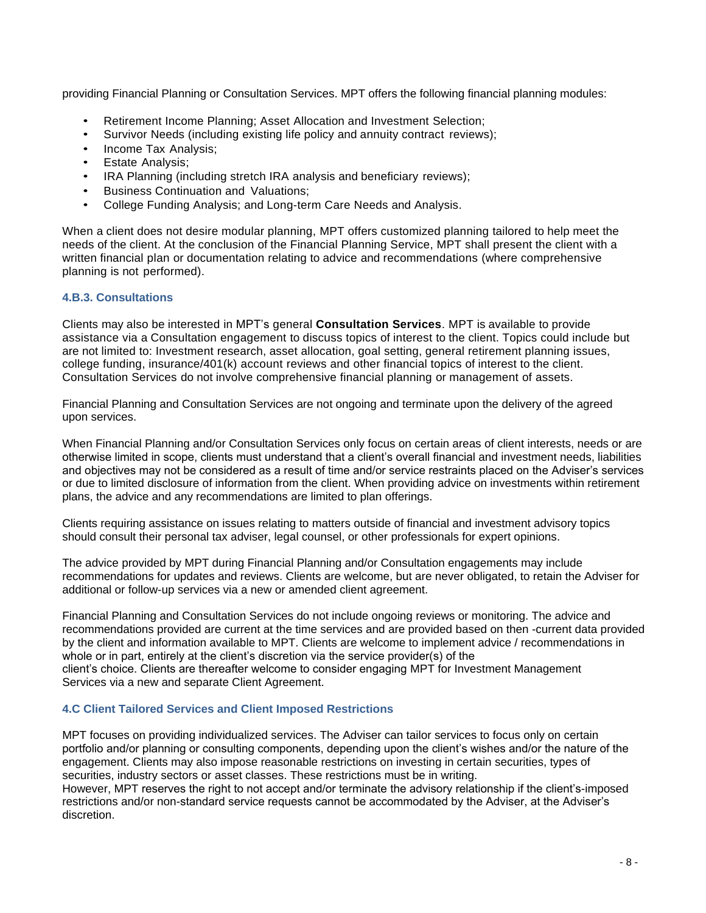providing Financial Planning or Consultation Services. MPT offers the following financial planning modules:

- Retirement Income Planning; Asset Allocation and Investment Selection;
- Survivor Needs (including existing life policy and annuity contract reviews);
- Income Tax Analysis;
- Estate Analysis;
- IRA Planning (including stretch IRA analysis and beneficiary reviews);
- Business Continuation and Valuations;
- College Funding Analysis; and Long-term Care Needs and Analysis.

When a client does not desire modular planning, MPT offers customized planning tailored to help meet the needs of the client. At the conclusion of the Financial Planning Service, MPT shall present the client with a written financial plan or documentation relating to advice and recommendations (where comprehensive planning is not performed).

#### 4.B.3. Consultations

Clients may also be interested in MPT's general **Consultation Services**. MPT is available to provide assistance via a Consultation engagement to discuss topics of interest to the client. Topics could include but are not limited to: Investment research, asset allocation, goal setting, general retirement planning issues, college funding, insurance/401(k) account reviews and other financial topics of interest to the client. Consultation Services do not involve comprehensive financial planning or management of assets.

Financial Planning and Consultation Services are not ongoing and terminate upon the delivery of the agreed upon services.

When Financial Planning and/or Consultation Services only focus on certain areas of client interests, needs or are otherwise limited in scope, clients must understand that a client's overall financial and investment needs, liabilities and objectives may not be considered as a result of time and/or service restraints placed on the Adviser's services or due to limited disclosure of information from the client. When providing advice on investments within retirement plans, the advice and any recommendations are limited to plan offerings.

Clients requiring assistance on issues relating to matters outside of financial and investment advisory topics should consult their personal tax adviser, legal counsel, or other professionals for expert opinions.

The advice provided by MPT during Financial Planning and/or Consultation engagements may include recommendations for updates and reviews. Clients are welcome, but are never obligated, to retain the Adviser for additional or follow-up services via a new or amended client agreement.

Financial Planning and Consultation Services do not include ongoing reviews or monitoring. The advice and recommendations provided are current at the time services and are provided based on then -current data provided by the client and information available to MPT. Clients are welcome to implement advice / recommendations in whole or in part, entirely at the client's discretion via the service provider(s) of the client's choice. Clients are thereafter welcome to consider engaging MPT for Investment Management Services via a new and separate Client Agreement.

### 4.C Client Tailored Services and Client Imposed Restrictions

MPT focuses on providing individualized services. The Adviser can tailor services to focus only on certain portfolio and/or planning or consulting components, depending upon the client's wishes and/or the nature of the engagement. Clients may also impose reasonable restrictions on investing in certain securities, types of securities, industry sectors or asset classes. These restrictions must be in writing.
However, MPT reserves the right to not accept and/or terminate the advisory relationship if the client's-imposed restrictions and/or non-standard service requests cannot be accommodated by the Adviser, at the Adviser's discretion.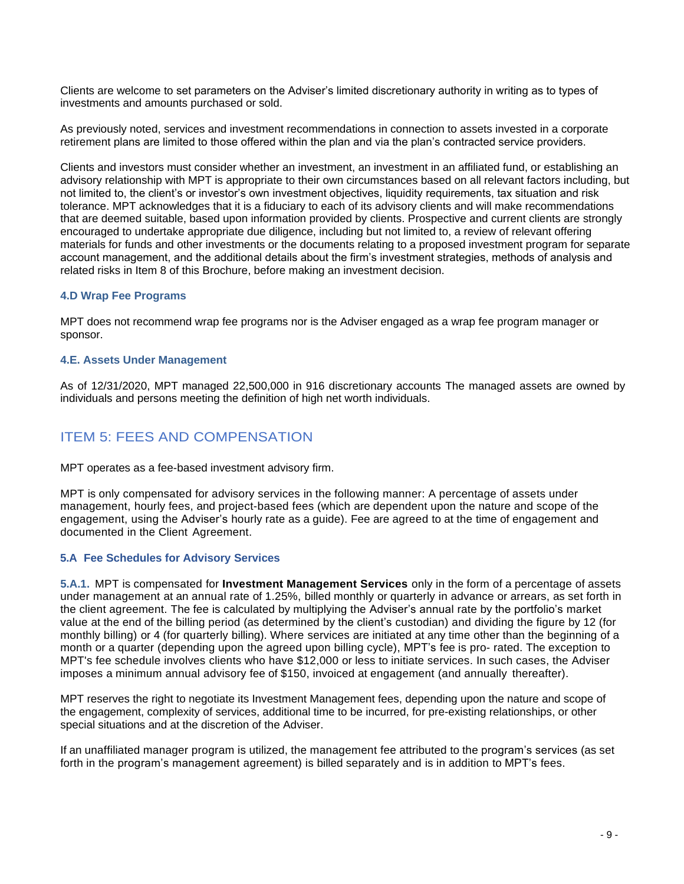Clients are welcome to set parameters on the Adviser's limited discretionary authority in writing as to types of investments and amounts purchased or sold.

As previously noted, services and investment recommendations in connection to assets invested in a corporate retirement plans are limited to those offered within the plan and via the plan's contracted service providers.

Clients and investors must consider whether an investment, an investment in an affiliated fund, or establishing an advisory relationship with MPT is appropriate to their own circumstances based on all relevant factors including, but not limited to, the client's or investor's own investment objectives, liquidity requirements, tax situation and risk tolerance. MPT acknowledges that it is a fiduciary to each of its advisory clients and will make recommendations that are deemed suitable, based upon information provided by clients. Prospective and current clients are strongly encouraged to undertake appropriate due diligence, including but not limited to, a review of relevant offering materials for funds and other investments or the documents relating to a proposed investment program for separate account management, and the additional details about the firm's investment strategies, methods of analysis and related risks in Item 8 of this Brochure, before making an investment decision.

### 4.D Wrap Fee Programs

MPT does not recommend wrap fee programs nor is the Adviser engaged as a wrap fee program manager or sponsor.

### 4.E. Assets Under Management

As of 12/31/2020, MPT managed 22,500,000 in 916 discretionary accounts The managed assets are owned by individuals and persons meeting the definition of high net worth individuals.

## ITEM 5: FEES AND COMPENSATION

MPT operates as a fee-based investment advisory firm.

MPT is only compensated for advisory services in the following manner: A percentage of assets under management, hourly fees, and project-based fees (which are dependent upon the nature and scope of the engagement, using the Adviser's hourly rate as a guide). Fee are agreed to at the time of engagement and documented in the Client Agreement.

### 5.A Fee Schedules for Advisory Services

**5.A.1.** MPT is compensated for **Investment Management Services** only in the form of a percentage of assets under management at an annual rate of 1.25%, billed monthly or quarterly in advance or arrears, as set forth in the client agreement. The fee is calculated by multiplying the Adviser's annual rate by the portfolio's market value at the end of the billing period (as determined by the client's custodian) and dividing the figure by 12 (for monthly billing) or 4 (for quarterly billing). Where services are initiated at any time other than the beginning of a month or a quarter (depending upon the agreed upon billing cycle), MPT's fee is pro- rated. The exception to MPT's fee schedule involves clients who have $12,000 or less to initiate services. In such cases, the Adviser imposes a minimum annual advisory fee of $150, invoiced at engagement (and annually thereafter).

MPT reserves the right to negotiate its Investment Management fees, depending upon the nature and scope of the engagement, complexity of services, additional time to be incurred, for pre-existing relationships, or other special situations and at the discretion of the Adviser.

If an unaffiliated manager program is utilized, the management fee attributed to the program's services (as set forth in the program's management agreement) is billed separately and is in addition to MPT's fees.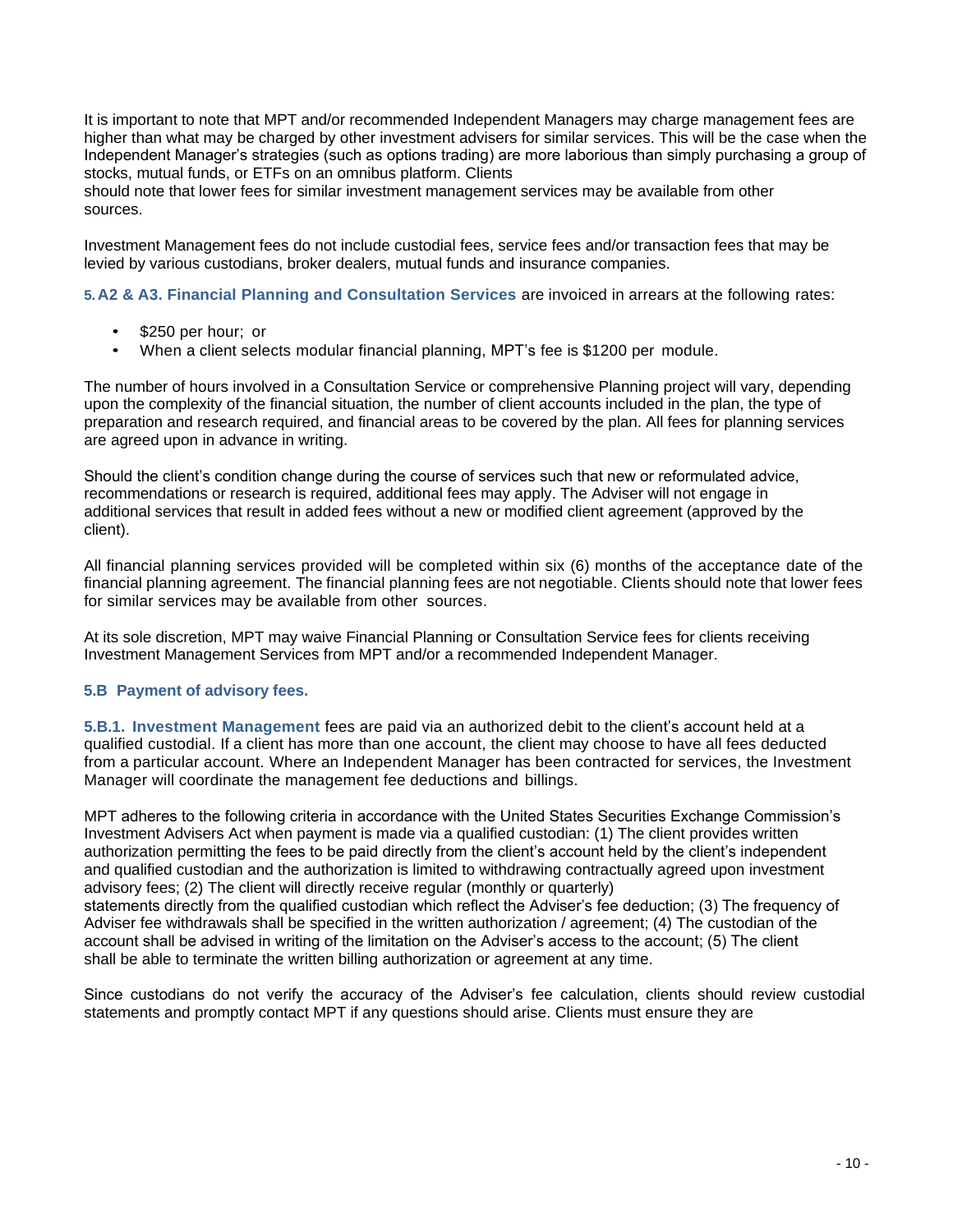It is important to note that MPT and/or recommended Independent Managers may charge management fees are higher than what may be charged by other investment advisers for similar services. This will be the case when the Independent Manager's strategies (such as options trading) are more laborious than simply purchasing a group of stocks, mutual funds, or ETFs on an omnibus platform. Clients should note that lower fees for similar investment management services may be available from other sources.

Investment Management fees do not include custodial fees, service fees and/or transaction fees that may be levied by various custodians, broker dealers, mutual funds and insurance companies.

**5. A2 & A3. Financial Planning and Consultation Services** are invoiced in arrears at the following rates:

- $250 per hour; or
- When a client selects modular financial planning, MPT's fee is $1200 per module.

The number of hours involved in a Consultation Service or comprehensive Planning project will vary, depending upon the complexity of the financial situation, the number of client accounts included in the plan, the type of preparation and research required, and financial areas to be covered by the plan. All fees for planning services are agreed upon in advance in writing.

Should the client's condition change during the course of services such that new or reformulated advice, recommendations or research is required, additional fees may apply. The Adviser will not engage in additional services that result in added fees without a new or modified client agreement (approved by the client).

All financial planning services provided will be completed within six (6) months of the acceptance date of the financial planning agreement. The financial planning fees are not negotiable. Clients should note that lower fees for similar services may be available from other sources.

At its sole discretion, MPT may waive Financial Planning or Consultation Service fees for clients receiving Investment Management Services from MPT and/or a recommended Independent Manager.

### 5.B Payment of advisory fees.

**5.B.1. Investment Management** fees are paid via an authorized debit to the client's account held at a qualified custodial. If a client has more than one account, the client may choose to have all fees deducted from a particular account. Where an Independent Manager has been contracted for services, the Investment Manager will coordinate the management fee deductions and billings.

MPT adheres to the following criteria in accordance with the United States Securities Exchange Commission's Investment Advisers Act when payment is made via a qualified custodian: (1) The client provides written authorization permitting the fees to be paid directly from the client's account held by the client's independent and qualified custodian and the authorization is limited to withdrawing contractually agreed upon investment advisory fees; (2) The client will directly receive regular (monthly or quarterly) statements directly from the qualified custodian which reflect the Adviser's fee deduction; (3) The frequency of Adviser fee withdrawals shall be specified in the written authorization / agreement; (4) The custodian of the account shall be advised in writing of the limitation on the Adviser's access to the account; (5) The client shall be able to terminate the written billing authorization or agreement at any time.

Since custodians do not verify the accuracy of the Adviser's fee calculation, clients should review custodial statements and promptly contact MPT if any questions should arise. Clients must ensure they are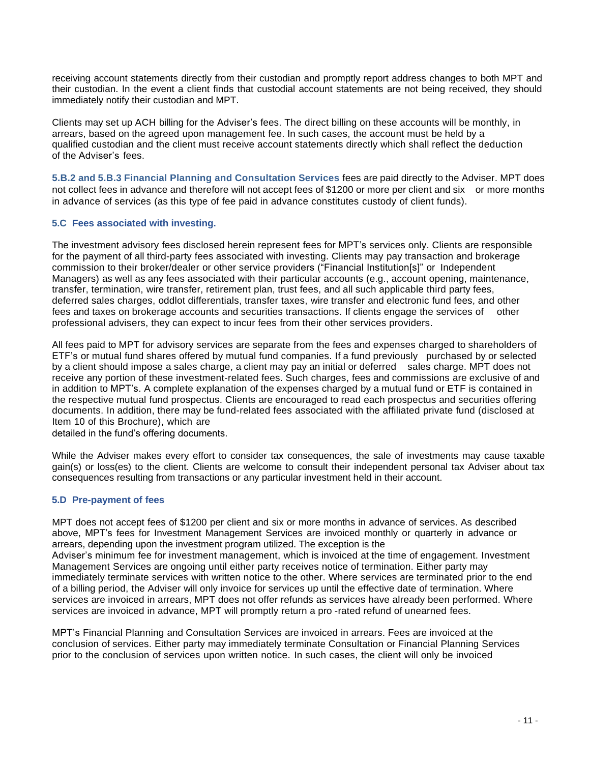receiving account statements directly from their custodian and promptly report address changes to both MPT and their custodian. In the event a client finds that custodial account statements are not being received, they should immediately notify their custodian and MPT.

Clients may set up ACH billing for the Adviser's fees. The direct billing on these accounts will be monthly, in arrears, based on the agreed upon management fee. In such cases, the account must be held by a qualified custodian and the client must receive account statements directly which shall reflect the deduction of the Adviser's fees.

**5.B.2 and 5.B.3 Financial Planning and Consultation Services** fees are paid directly to the Adviser. MPT does not collect fees in advance and therefore will not accept fees of $1200 or more per client and six or more months in advance of services (as this type of fee paid in advance constitutes custody of client funds).

### 5.C Fees associated with investing.

The investment advisory fees disclosed herein represent fees for MPT's services only. Clients are responsible for the payment of all third-party fees associated with investing. Clients may pay transaction and brokerage commission to their broker/dealer or other service providers ("Financial Institution[s]" or Independent Managers) as well as any fees associated with their particular accounts (e.g., account opening, maintenance, transfer, termination, wire transfer, retirement plan, trust fees, and all such applicable third party fees, deferred sales charges, oddlot differentials, transfer taxes, wire transfer and electronic fund fees, and other fees and taxes on brokerage accounts and securities transactions. If clients engage the services of other professional advisers, they can expect to incur fees from their other services providers.

All fees paid to MPT for advisory services are separate from the fees and expenses charged to shareholders of ETF's or mutual fund shares offered by mutual fund companies. If a fund previously purchased by or selected by a client should impose a sales charge, a client may pay an initial or deferred sales charge. MPT does not receive any portion of these investment-related fees. Such charges, fees and commissions are exclusive of and in addition to MPT's. A complete explanation of the expenses charged by a mutual fund or ETF is contained in the respective mutual fund prospectus. Clients are encouraged to read each prospectus and securities offering documents. In addition, there may be fund-related fees associated with the affiliated private fund (disclosed at Item 10 of this Brochure), which are detailed in the fund's offering documents.

While the Adviser makes every effort to consider tax consequences, the sale of investments may cause taxable gain(s) or loss(es) to the client. Clients are welcome to consult their independent personal tax Adviser about tax consequences resulting from transactions or any particular investment held in their account.

### 5.D Pre-payment of fees

MPT does not accept fees of $1200 per client and six or more months in advance of services. As described above, MPT's fees for Investment Management Services are invoiced monthly or quarterly in advance or arrears, depending upon the investment program utilized. The exception is the Adviser's minimum fee for investment management, which is invoiced at the time of engagement. Investment Management Services are ongoing until either party receives notice of termination. Either party may immediately terminate services with written notice to the other. Where services are terminated prior to the end of a billing period, the Adviser will only invoice for services up until the effective date of termination. Where services are invoiced in arrears, MPT does not offer refunds as services have already been performed. Where services are invoiced in advance, MPT will promptly return a pro -rated refund of unearned fees.

MPT's Financial Planning and Consultation Services are invoiced in arrears. Fees are invoiced at the conclusion of services. Either party may immediately terminate Consultation or Financial Planning Services prior to the conclusion of services upon written notice. In such cases, the client will only be invoiced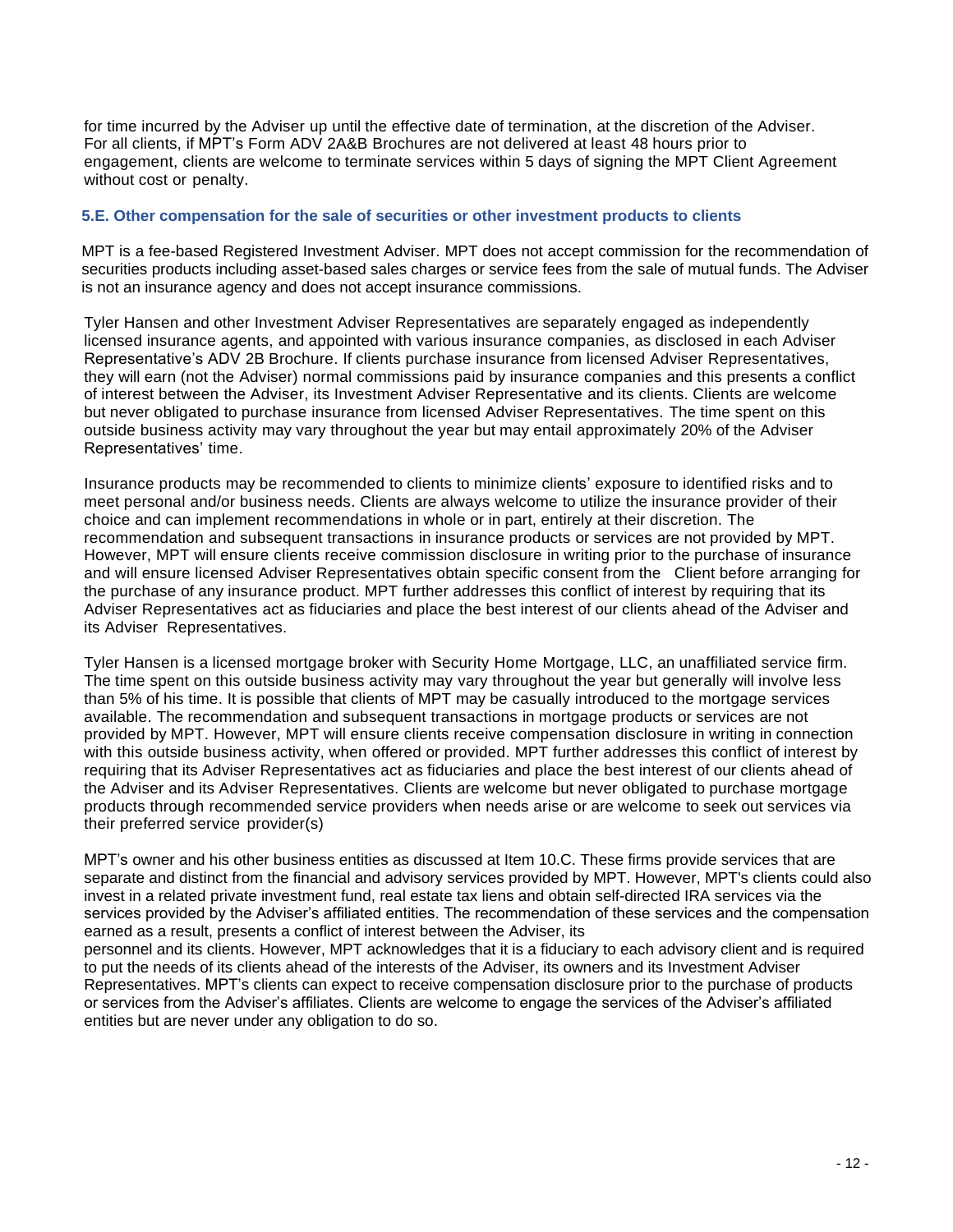for time incurred by the Adviser up until the effective date of termination, at the discretion of the Adviser. For all clients, if MPT's Form ADV 2A&B Brochures are not delivered at least 48 hours prior to engagement, clients are welcome to terminate services within 5 days of signing the MPT Client Agreement without cost or penalty.

### 5.E. Other compensation for the sale of securities or other investment products to clients

MPT is a fee-based Registered Investment Adviser. MPT does not accept commission for the recommendation of securities products including asset-based sales charges or service fees from the sale of mutual funds. The Adviser is not an insurance agency and does not accept insurance commissions.

Tyler Hansen and other Investment Adviser Representatives are separately engaged as independently licensed insurance agents, and appointed with various insurance companies, as disclosed in each Adviser Representative's ADV 2B Brochure. If clients purchase insurance from licensed Adviser Representatives, they will earn (not the Adviser) normal commissions paid by insurance companies and this presents a conflict of interest between the Adviser, its Investment Adviser Representative and its clients. Clients are welcome but never obligated to purchase insurance from licensed Adviser Representatives. The time spent on this outside business activity may vary throughout the year but may entail approximately 20% of the Adviser Representatives' time.

Insurance products may be recommended to clients to minimize clients' exposure to identified risks and to meet personal and/or business needs. Clients are always welcome to utilize the insurance provider of their choice and can implement recommendations in whole or in part, entirely at their discretion. The recommendation and subsequent transactions in insurance products or services are not provided by MPT. However, MPT will ensure clients receive commission disclosure in writing prior to the purchase of insurance and will ensure licensed Adviser Representatives obtain specific consent from the Client before arranging for the purchase of any insurance product. MPT further addresses this conflict of interest by requiring that its Adviser Representatives act as fiduciaries and place the best interest of our clients ahead of the Adviser and its Adviser Representatives.

Tyler Hansen is a licensed mortgage broker with Security Home Mortgage, LLC, an unaffiliated service firm. The time spent on this outside business activity may vary throughout the year but generally will involve less than 5% of his time. It is possible that clients of MPT may be casually introduced to the mortgage services available. The recommendation and subsequent transactions in mortgage products or services are not provided by MPT. However, MPT will ensure clients receive compensation disclosure in writing in connection with this outside business activity, when offered or provided. MPT further addresses this conflict of interest by requiring that its Adviser Representatives act as fiduciaries and place the best interest of our clients ahead of the Adviser and its Adviser Representatives. Clients are welcome but never obligated to purchase mortgage products through recommended service providers when needs arise or are welcome to seek out services via their preferred service provider(s)

MPT's owner and his other business entities as discussed at Item 10.C. These firms provide services that are separate and distinct from the financial and advisory services provided by MPT. However, MPT's clients could also invest in a related private investment fund, real estate tax liens and obtain self-directed IRA services via the services provided by the Adviser's affiliated entities. The recommendation of these services and the compensation earned as a result, presents a conflict of interest between the Adviser, its personnel and its clients. However, MPT acknowledges that it is a fiduciary to each advisory client and is required to put the needs of its clients ahead of the interests of the Adviser, its owners and its Investment Adviser Representatives. MPT's clients can expect to receive compensation disclosure prior to the purchase of products or services from the Adviser's affiliates. Clients are welcome to engage the services of the Adviser's affiliated entities but are never under any obligation to do so.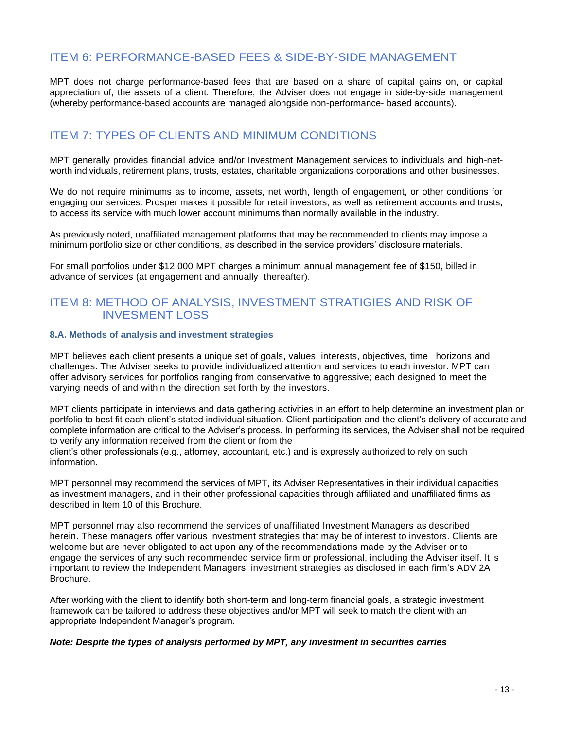## ITEM 6: PERFORMANCE-BASED FEES & SIDE-BY-SIDE MANAGEMENT

MPT does not charge performance-based fees that are based on a share of capital gains on, or capital appreciation of, the assets of a client. Therefore, the Adviser does not engage in side-by-side management (whereby performance-based accounts are managed alongside non-performance- based accounts).

## ITEM 7: TYPES OF CLIENTS AND MINIMUM CONDITIONS

MPT generally provides financial advice and/or Investment Management services to individuals and high-net-worth individuals, retirement plans, trusts, estates, charitable organizations corporations and other businesses.

We do not require minimums as to income, assets, net worth, length of engagement, or other conditions for engaging our services. Prosper makes it possible for retail investors, as well as retirement accounts and trusts, to access its service with much lower account minimums than normally available in the industry.

As previously noted, unaffiliated management platforms that may be recommended to clients may impose a minimum portfolio size or other conditions, as described in the service providers' disclosure materials.

For small portfolios under $12,000 MPT charges a minimum annual management fee of $150, billed in advance of services (at engagement and annually thereafter).

## ITEM 8: METHOD OF ANALYSIS, INVESTMENT STRATIGIES AND RISK OF INVESMENT LOSS

### 8.A. Methods of analysis and investment strategies

MPT believes each client presents a unique set of goals, values, interests, objectives, time horizons and challenges. The Adviser seeks to provide individualized attention and services to each investor. MPT can offer advisory services for portfolios ranging from conservative to aggressive; each designed to meet the varying needs of and within the direction set forth by the investors.

MPT clients participate in interviews and data gathering activities in an effort to help determine an investment plan or portfolio to best fit each client's stated individual situation. Client participation and the client's delivery of accurate and complete information are critical to the Adviser's process. In performing its services, the Adviser shall not be required to verify any information received from the client or from the client's other professionals (e.g., attorney, accountant, etc.) and is expressly authorized to rely on such information.

MPT personnel may recommend the services of MPT, its Adviser Representatives in their individual capacities as investment managers, and in their other professional capacities through affiliated and unaffiliated firms as described in Item 10 of this Brochure.

MPT personnel may also recommend the services of unaffiliated Investment Managers as described herein. These managers offer various investment strategies that may be of interest to investors. Clients are welcome but are never obligated to act upon any of the recommendations made by the Adviser or to engage the services of any such recommended service firm or professional, including the Adviser itself. It is important to review the Independent Managers' investment strategies as disclosed in each firm's ADV 2A Brochure.

After working with the client to identify both short-term and long-term financial goals, a strategic investment framework can be tailored to address these objectives and/or MPT will seek to match the client with an appropriate Independent Manager's program.

***Note: Despite the types of analysis performed by MPT, any investment in securities carries***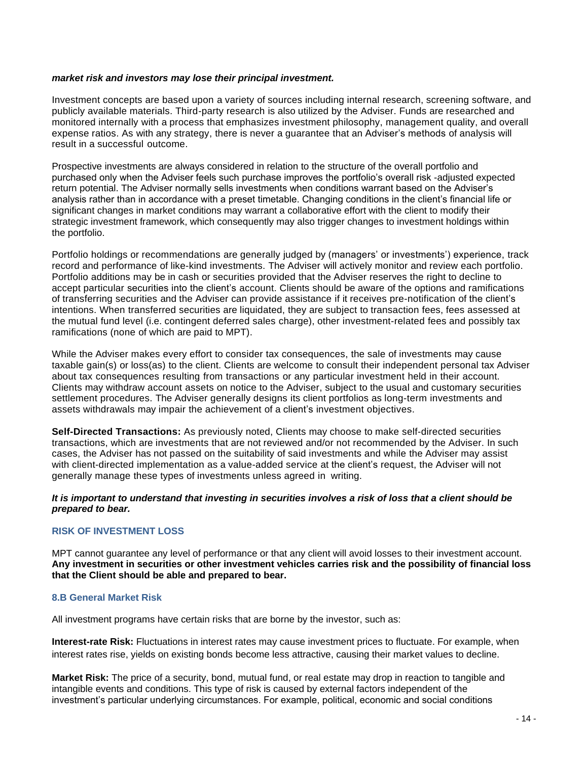***market risk and investors may lose their principal investment.***

Investment concepts are based upon a variety of sources including internal research, screening software, and publicly available materials. Third-party research is also utilized by the Adviser. Funds are researched and monitored internally with a process that emphasizes investment philosophy, management quality, and overall expense ratios. As with any strategy, there is never a guarantee that an Adviser's methods of analysis will result in a successful outcome.

Prospective investments are always considered in relation to the structure of the overall portfolio and purchased only when the Adviser feels such purchase improves the portfolio's overall risk -adjusted expected return potential. The Adviser normally sells investments when conditions warrant based on the Adviser's analysis rather than in accordance with a preset timetable. Changing conditions in the client's financial life or significant changes in market conditions may warrant a collaborative effort with the client to modify their strategic investment framework, which consequently may also trigger changes to investment holdings within the portfolio.

Portfolio holdings or recommendations are generally judged by (managers' or investments') experience, track record and performance of like-kind investments. The Adviser will actively monitor and review each portfolio. Portfolio additions may be in cash or securities provided that the Adviser reserves the right to decline to accept particular securities into the client's account. Clients should be aware of the options and ramifications of transferring securities and the Adviser can provide assistance if it receives pre-notification of the client's intentions. When transferred securities are liquidated, they are subject to transaction fees, fees assessed at the mutual fund level (i.e. contingent deferred sales charge), other investment-related fees and possibly tax ramifications (none of which are paid to MPT).

While the Adviser makes every effort to consider tax consequences, the sale of investments may cause taxable gain(s) or loss(as) to the client. Clients are welcome to consult their independent personal tax Adviser about tax consequences resulting from transactions or any particular investment held in their account. Clients may withdraw account assets on notice to the Adviser, subject to the usual and customary securities settlement procedures. The Adviser generally designs its client portfolios as long-term investments and assets withdrawals may impair the achievement of a client's investment objectives.

**Self-Directed Transactions:** As previously noted, Clients may choose to make self-directed securities transactions, which are investments that are not reviewed and/or not recommended by the Adviser. In such cases, the Adviser has not passed on the suitability of said investments and while the Adviser may assist with client-directed implementation as a value-added service at the client's request, the Adviser will not generally manage these types of investments unless agreed in writing.

***It is important to understand that investing in securities involves a risk of loss that a client should be prepared to bear.***

### RISK OF INVESTMENT LOSS

MPT cannot guarantee any level of performance or that any client will avoid losses to their investment account. **Any investment in securities or other investment vehicles carries risk and the possibility of financial loss that the Client should be able and prepared to bear.**

### 8.B General Market Risk

All investment programs have certain risks that are borne by the investor, such as:

**Interest-rate Risk:** Fluctuations in interest rates may cause investment prices to fluctuate. For example, when interest rates rise, yields on existing bonds become less attractive, causing their market values to decline.

**Market Risk:** The price of a security, bond, mutual fund, or real estate may drop in reaction to tangible and intangible events and conditions. This type of risk is caused by external factors independent of the investment's particular underlying circumstances. For example, political, economic and social conditions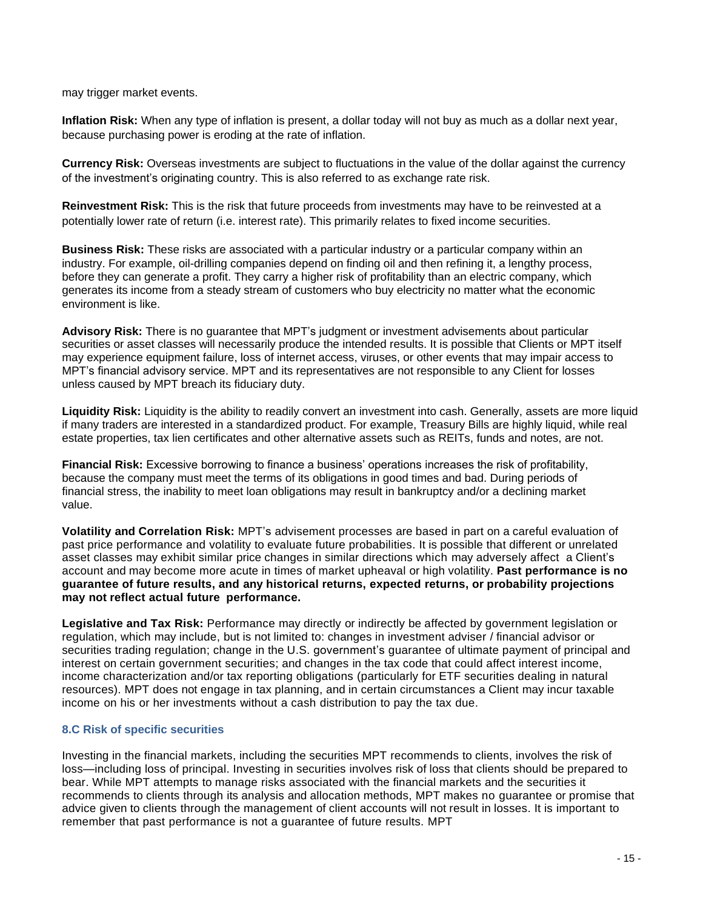may trigger market events.

**Inflation Risk:** When any type of inflation is present, a dollar today will not buy as much as a dollar next year, because purchasing power is eroding at the rate of inflation.

**Currency Risk:** Overseas investments are subject to fluctuations in the value of the dollar against the currency of the investment's originating country. This is also referred to as exchange rate risk.

**Reinvestment Risk:** This is the risk that future proceeds from investments may have to be reinvested at a potentially lower rate of return (i.e. interest rate). This primarily relates to fixed income securities.

**Business Risk:** These risks are associated with a particular industry or a particular company within an industry. For example, oil-drilling companies depend on finding oil and then refining it, a lengthy process, before they can generate a profit. They carry a higher risk of profitability than an electric company, which generates its income from a steady stream of customers who buy electricity no matter what the economic environment is like.

**Advisory Risk:** There is no guarantee that MPT's judgment or investment advisements about particular securities or asset classes will necessarily produce the intended results. It is possible that Clients or MPT itself may experience equipment failure, loss of internet access, viruses, or other events that may impair access to MPT's financial advisory service. MPT and its representatives are not responsible to any Client for losses unless caused by MPT breach its fiduciary duty.

**Liquidity Risk:** Liquidity is the ability to readily convert an investment into cash. Generally, assets are more liquid if many traders are interested in a standardized product. For example, Treasury Bills are highly liquid, while real estate properties, tax lien certificates and other alternative assets such as REITs, funds and notes, are not.

**Financial Risk:** Excessive borrowing to finance a business' operations increases the risk of profitability, because the company must meet the terms of its obligations in good times and bad. During periods of financial stress, the inability to meet loan obligations may result in bankruptcy and/or a declining market value.

**Volatility and Correlation Risk:** MPT's advisement processes are based in part on a careful evaluation of past price performance and volatility to evaluate future probabilities. It is possible that different or unrelated asset classes may exhibit similar price changes in similar directions which may adversely affect a Client's account and may become more acute in times of market upheaval or high volatility. **Past performance is no guarantee of future results, and any historical returns, expected returns, or probability projections may not reflect actual future performance.**

**Legislative and Tax Risk:** Performance may directly or indirectly be affected by government legislation or regulation, which may include, but is not limited to: changes in investment adviser / financial advisor or securities trading regulation; change in the U.S. government's guarantee of ultimate payment of principal and interest on certain government securities; and changes in the tax code that could affect interest income, income characterization and/or tax reporting obligations (particularly for ETF securities dealing in natural resources). MPT does not engage in tax planning, and in certain circumstances a Client may incur taxable income on his or her investments without a cash distribution to pay the tax due.

### 8.C Risk of specific securities

Investing in the financial markets, including the securities MPT recommends to clients, involves the risk of loss—including loss of principal. Investing in securities involves risk of loss that clients should be prepared to bear. While MPT attempts to manage risks associated with the financial markets and the securities it recommends to clients through its analysis and allocation methods, MPT makes no guarantee or promise that advice given to clients through the management of client accounts will not result in losses. It is important to remember that past performance is not a guarantee of future results. MPT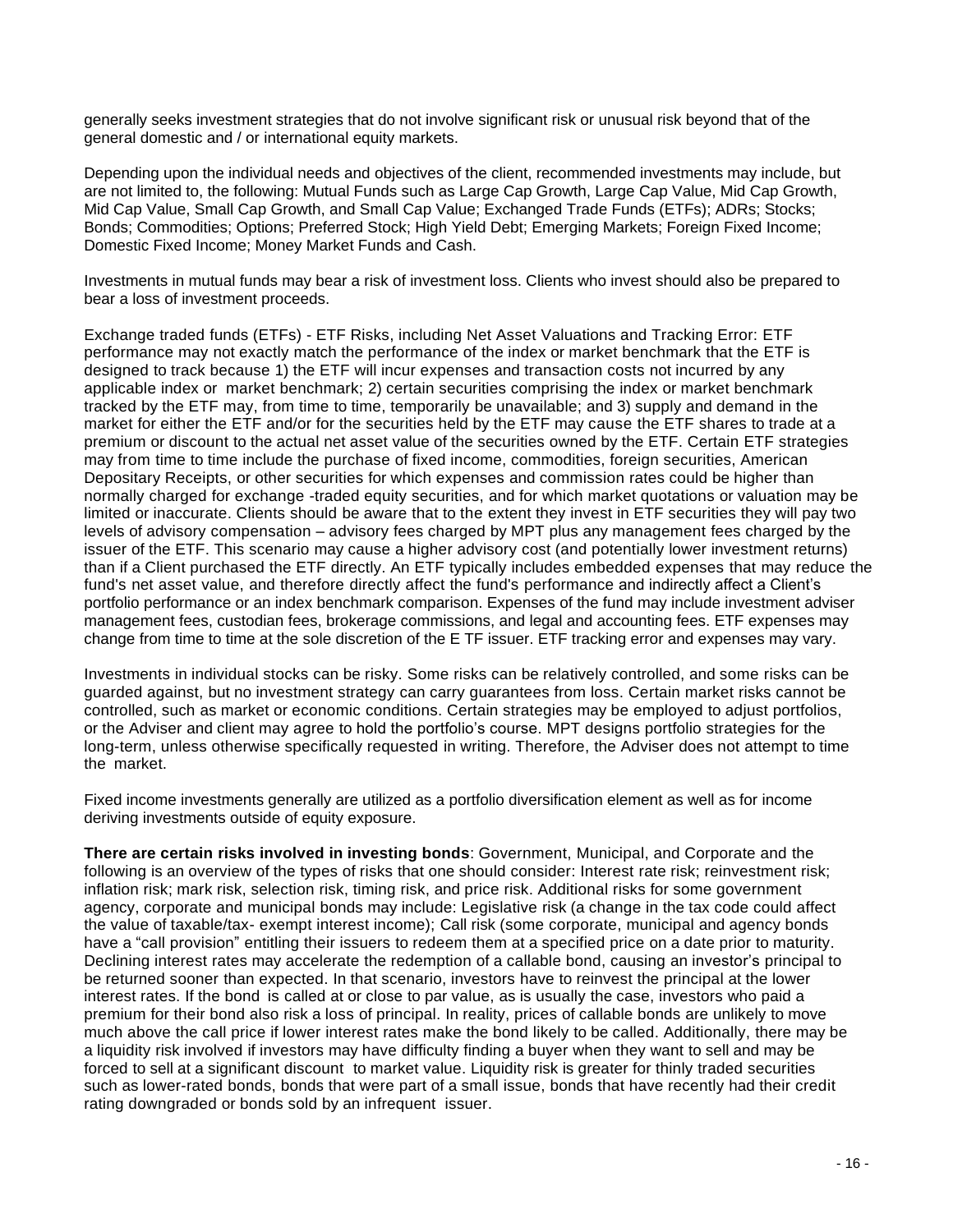generally seeks investment strategies that do not involve significant risk or unusual risk beyond that of the general domestic and / or international equity markets.

Depending upon the individual needs and objectives of the client, recommended investments may include, but are not limited to, the following: Mutual Funds such as Large Cap Growth, Large Cap Value, Mid Cap Growth, Mid Cap Value, Small Cap Growth, and Small Cap Value; Exchanged Trade Funds (ETFs); ADRs; Stocks; Bonds; Commodities; Options; Preferred Stock; High Yield Debt; Emerging Markets; Foreign Fixed Income; Domestic Fixed Income; Money Market Funds and Cash.

Investments in mutual funds may bear a risk of investment loss. Clients who invest should also be prepared to bear a loss of investment proceeds.

Exchange traded funds (ETFs) - ETF Risks, including Net Asset Valuations and Tracking Error: ETF performance may not exactly match the performance of the index or market benchmark that the ETF is designed to track because 1) the ETF will incur expenses and transaction costs not incurred by any applicable index or market benchmark; 2) certain securities comprising the index or market benchmark tracked by the ETF may, from time to time, temporarily be unavailable; and 3) supply and demand in the market for either the ETF and/or for the securities held by the ETF may cause the ETF shares to trade at a premium or discount to the actual net asset value of the securities owned by the ETF. Certain ETF strategies may from time to time include the purchase of fixed income, commodities, foreign securities, American Depositary Receipts, or other securities for which expenses and commission rates could be higher than normally charged for exchange -traded equity securities, and for which market quotations or valuation may be limited or inaccurate. Clients should be aware that to the extent they invest in ETF securities they will pay two levels of advisory compensation – advisory fees charged by MPT plus any management fees charged by the issuer of the ETF. This scenario may cause a higher advisory cost (and potentially lower investment returns) than if a Client purchased the ETF directly. An ETF typically includes embedded expenses that may reduce the fund's net asset value, and therefore directly affect the fund's performance and indirectly affect a Client's portfolio performance or an index benchmark comparison. Expenses of the fund may include investment adviser management fees, custodian fees, brokerage commissions, and legal and accounting fees. ETF expenses may change from time to time at the sole discretion of the E TF issuer. ETF tracking error and expenses may vary.

Investments in individual stocks can be risky. Some risks can be relatively controlled, and some risks can be guarded against, but no investment strategy can carry guarantees from loss. Certain market risks cannot be controlled, such as market or economic conditions. Certain strategies may be employed to adjust portfolios, or the Adviser and client may agree to hold the portfolio's course. MPT designs portfolio strategies for the long-term, unless otherwise specifically requested in writing. Therefore, the Adviser does not attempt to time the market.

Fixed income investments generally are utilized as a portfolio diversification element as well as for income deriving investments outside of equity exposure.

**There are certain risks involved in investing bonds**: Government, Municipal, and Corporate and the following is an overview of the types of risks that one should consider: Interest rate risk; reinvestment risk; inflation risk; mark risk, selection risk, timing risk, and price risk. Additional risks for some government agency, corporate and municipal bonds may include: Legislative risk (a change in the tax code could affect the value of taxable/tax- exempt interest income); Call risk (some corporate, municipal and agency bonds have a "call provision" entitling their issuers to redeem them at a specified price on a date prior to maturity. Declining interest rates may accelerate the redemption of a callable bond, causing an investor's principal to be returned sooner than expected. In that scenario, investors have to reinvest the principal at the lower interest rates. If the bond is called at or close to par value, as is usually the case, investors who paid a premium for their bond also risk a loss of principal. In reality, prices of callable bonds are unlikely to move much above the call price if lower interest rates make the bond likely to be called. Additionally, there may be a liquidity risk involved if investors may have difficulty finding a buyer when they want to sell and may be forced to sell at a significant discount to market value. Liquidity risk is greater for thinly traded securities such as lower-rated bonds, bonds that were part of a small issue, bonds that have recently had their credit rating downgraded or bonds sold by an infrequent issuer.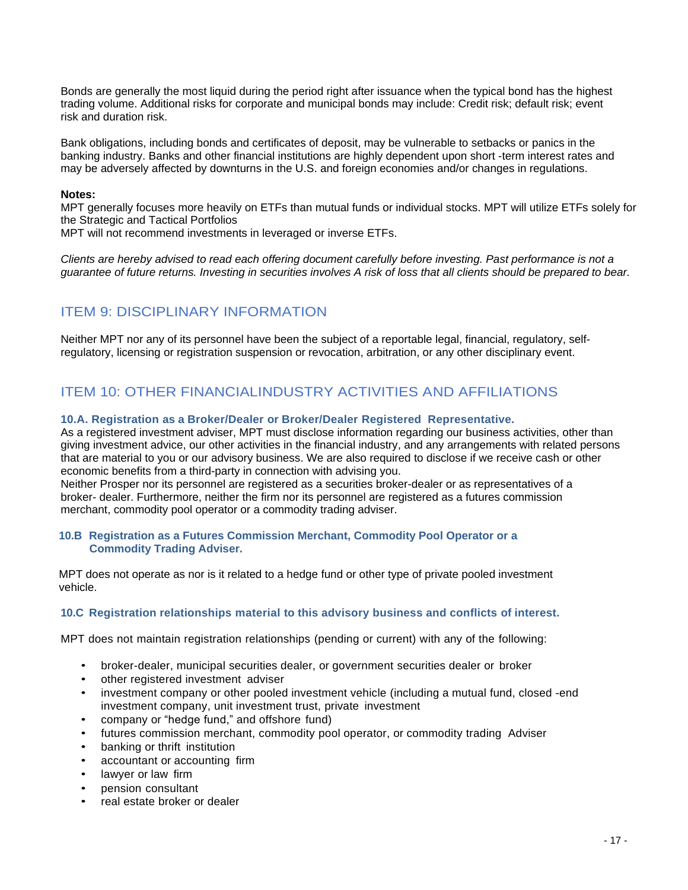Bonds are generally the most liquid during the period right after issuance when the typical bond has the highest trading volume. Additional risks for corporate and municipal bonds may include: Credit risk; default risk; event risk and duration risk.

Bank obligations, including bonds and certificates of deposit, may be vulnerable to setbacks or panics in the banking industry. Banks and other financial institutions are highly dependent upon short -term interest rates and may be adversely affected by downturns in the U.S. and foreign economies and/or changes in regulations.

**Notes:**
MPT generally focuses more heavily on ETFs than mutual funds or individual stocks. MPT will utilize ETFs solely for the Strategic and Tactical Portfolios
MPT will not recommend investments in leveraged or inverse ETFs.

*Clients are hereby advised to read each offering document carefully before investing. Past performance is not a guarantee of future returns. Investing in securities involves A risk of loss that all clients should be prepared to bear.*

## ITEM 9: DISCIPLINARY INFORMATION

Neither MPT nor any of its personnel have been the subject of a reportable legal, financial, regulatory, self-regulatory, licensing or registration suspension or revocation, arbitration, or any other disciplinary event.

## ITEM 10: OTHER FINANCIALINDUSTRY ACTIVITIES AND AFFILIATIONS

### 10.A. Registration as a Broker/Dealer or Broker/Dealer Registered Representative.

As a registered investment adviser, MPT must disclose information regarding our business activities, other than giving investment advice, our other activities in the financial industry, and any arrangements with related persons that are material to you or our advisory business. We are also required to disclose if we receive cash or other economic benefits from a third-party in connection with advising you.
Neither Prosper nor its personnel are registered as a securities broker-dealer or as representatives of a broker- dealer. Furthermore, neither the firm nor its personnel are registered as a futures commission merchant, commodity pool operator or a commodity trading adviser.

### 10.B Registration as a Futures Commission Merchant, Commodity Pool Operator or a Commodity Trading Adviser.

MPT does not operate as nor is it related to a hedge fund or other type of private pooled investment vehicle.

### 10.C Registration relationships material to this advisory business and conflicts of interest.

MPT does not maintain registration relationships (pending or current) with any of the following:

- broker-dealer, municipal securities dealer, or government securities dealer or broker
- other registered investment adviser
- investment company or other pooled investment vehicle (including a mutual fund, closed -end investment company, unit investment trust, private investment
- company or "hedge fund," and offshore fund)
- futures commission merchant, commodity pool operator, or commodity trading Adviser
- banking or thrift institution
- accountant or accounting firm
- lawyer or law firm
- pension consultant
- real estate broker or dealer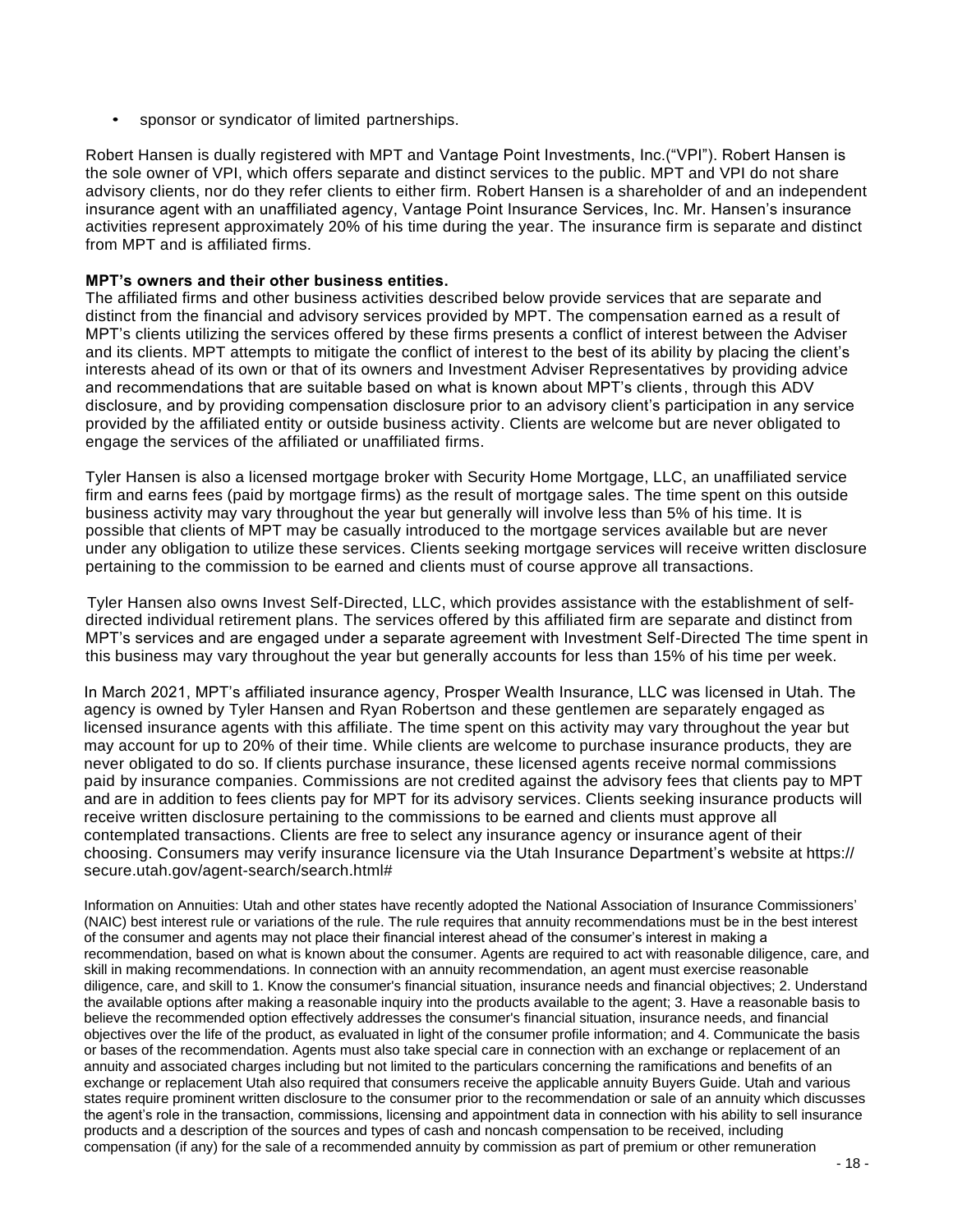- sponsor or syndicator of limited partnerships.

Robert Hansen is dually registered with MPT and Vantage Point Investments, Inc.("VPI"). Robert Hansen is the sole owner of VPI, which offers separate and distinct services to the public. MPT and VPI do not share advisory clients, nor do they refer clients to either firm. Robert Hansen is a shareholder of and an independent insurance agent with an unaffiliated agency, Vantage Point Insurance Services, Inc. Mr. Hansen's insurance activities represent approximately 20% of his time during the year. The insurance firm is separate and distinct from MPT and is affiliated firms.

**MPT's owners and their other business entities.**

The affiliated firms and other business activities described below provide services that are separate and distinct from the financial and advisory services provided by MPT. The compensation earned as a result of MPT's clients utilizing the services offered by these firms presents a conflict of interest between the Adviser and its clients. MPT attempts to mitigate the conflict of interest to the best of its ability by placing the client's interests ahead of its own or that of its owners and Investment Adviser Representatives by providing advice and recommendations that are suitable based on what is known about MPT's clients, through this ADV disclosure, and by providing compensation disclosure prior to an advisory client's participation in any service provided by the affiliated entity or outside business activity. Clients are welcome but are never obligated to engage the services of the affiliated or unaffiliated firms.

Tyler Hansen is also a licensed mortgage broker with Security Home Mortgage, LLC, an unaffiliated service firm and earns fees (paid by mortgage firms) as the result of mortgage sales. The time spent on this outside business activity may vary throughout the year but generally will involve less than 5% of his time. It is possible that clients of MPT may be casually introduced to the mortgage services available but are never under any obligation to utilize these services. Clients seeking mortgage services will receive written disclosure pertaining to the commission to be earned and clients must of course approve all transactions.

Tyler Hansen also owns Invest Self-Directed, LLC, which provides assistance with the establishment of self-directed individual retirement plans. The services offered by this affiliated firm are separate and distinct from MPT's services and are engaged under a separate agreement with Investment Self-Directed The time spent in this business may vary throughout the year but generally accounts for less than 15% of his time per week.

In March 2021, MPT's affiliated insurance agency, Prosper Wealth Insurance, LLC was licensed in Utah. The agency is owned by Tyler Hansen and Ryan Robertson and these gentlemen are separately engaged as licensed insurance agents with this affiliate. The time spent on this activity may vary throughout the year but may account for up to 20% of their time. While clients are welcome to purchase insurance products, they are never obligated to do so. If clients purchase insurance, these licensed agents receive normal commissions paid by insurance companies. Commissions are not credited against the advisory fees that clients pay to MPT and are in addition to fees clients pay for MPT for its advisory services. Clients seeking insurance products will receive written disclosure pertaining to the commissions to be earned and clients must approve all contemplated transactions. Clients are free to select any insurance agency or insurance agent of their choosing. Consumers may verify insurance licensure via the Utah Insurance Department's website at https://secure.utah.gov/agent-search/search.html#

Information on Annuities: Utah and other states have recently adopted the National Association of Insurance Commissioners' (NAIC) best interest rule or variations of the rule. The rule requires that annuity recommendations must be in the best interest of the consumer and agents may not place their financial interest ahead of the consumer's interest in making a recommendation, based on what is known about the consumer. Agents are required to act with reasonable diligence, care, and skill in making recommendations. In connection with an annuity recommendation, an agent must exercise reasonable diligence, care, and skill to 1. Know the consumer's financial situation, insurance needs and financial objectives; 2. Understand the available options after making a reasonable inquiry into the products available to the agent; 3. Have a reasonable basis to believe the recommended option effectively addresses the consumer's financial situation, insurance needs, and financial objectives over the life of the product, as evaluated in light of the consumer profile information; and 4. Communicate the basis or bases of the recommendation. Agents must also take special care in connection with an exchange or replacement of an annuity and associated charges including but not limited to the particulars concerning the ramifications and benefits of an exchange or replacement Utah also required that consumers receive the applicable annuity Buyers Guide. Utah and various states require prominent written disclosure to the consumer prior to the recommendation or sale of an annuity which discusses the agent's role in the transaction, commissions, licensing and appointment data in connection with his ability to sell insurance products and a description of the sources and types of cash and noncash compensation to be received, including compensation (if any) for the sale of a recommended annuity by commission as part of premium or other remuneration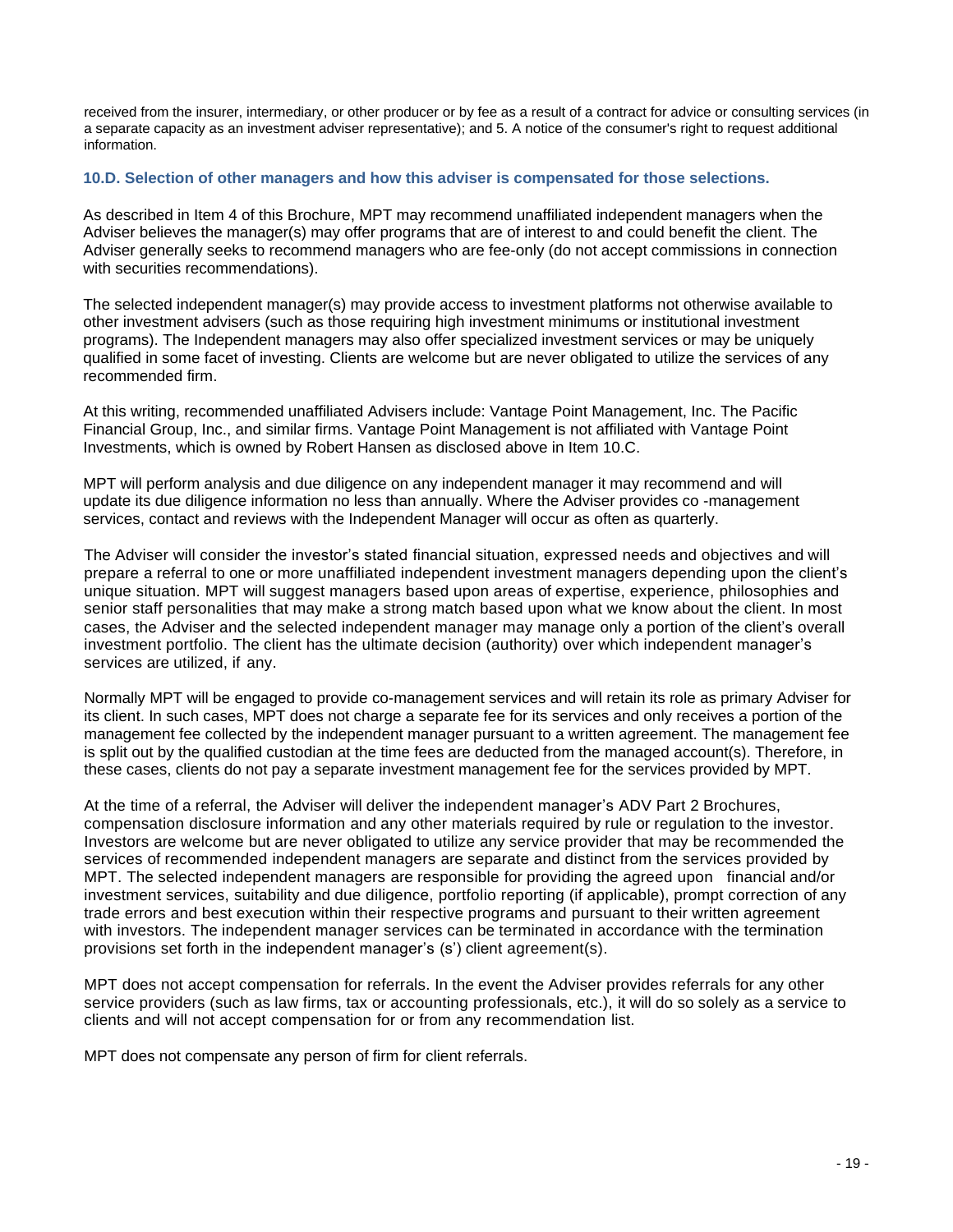received from the insurer, intermediary, or other producer or by fee as a result of a contract for advice or consulting services (in a separate capacity as an investment adviser representative); and 5. A notice of the consumer's right to request additional information.

### 10.D. Selection of other managers and how this adviser is compensated for those selections.

As described in Item 4 of this Brochure, MPT may recommend unaffiliated independent managers when the Adviser believes the manager(s) may offer programs that are of interest to and could benefit the client. The Adviser generally seeks to recommend managers who are fee-only (do not accept commissions in connection with securities recommendations).

The selected independent manager(s) may provide access to investment platforms not otherwise available to other investment advisers (such as those requiring high investment minimums or institutional investment programs). The Independent managers may also offer specialized investment services or may be uniquely qualified in some facet of investing. Clients are welcome but are never obligated to utilize the services of any recommended firm.

At this writing, recommended unaffiliated Advisers include: Vantage Point Management, Inc. The Pacific Financial Group, Inc., and similar firms. Vantage Point Management is not affiliated with Vantage Point Investments, which is owned by Robert Hansen as disclosed above in Item 10.C.

MPT will perform analysis and due diligence on any independent manager it may recommend and will update its due diligence information no less than annually. Where the Adviser provides co -management services, contact and reviews with the Independent Manager will occur as often as quarterly.

The Adviser will consider the investor's stated financial situation, expressed needs and objectives and will prepare a referral to one or more unaffiliated independent investment managers depending upon the client's unique situation. MPT will suggest managers based upon areas of expertise, experience, philosophies and senior staff personalities that may make a strong match based upon what we know about the client. In most cases, the Adviser and the selected independent manager may manage only a portion of the client's overall investment portfolio. The client has the ultimate decision (authority) over which independent manager's services are utilized, if any.

Normally MPT will be engaged to provide co-management services and will retain its role as primary Adviser for its client. In such cases, MPT does not charge a separate fee for its services and only receives a portion of the management fee collected by the independent manager pursuant to a written agreement. The management fee is split out by the qualified custodian at the time fees are deducted from the managed account(s). Therefore, in these cases, clients do not pay a separate investment management fee for the services provided by MPT.

At the time of a referral, the Adviser will deliver the independent manager's ADV Part 2 Brochures, compensation disclosure information and any other materials required by rule or regulation to the investor. Investors are welcome but are never obligated to utilize any service provider that may be recommended the services of recommended independent managers are separate and distinct from the services provided by MPT. The selected independent managers are responsible for providing the agreed upon financial and/or investment services, suitability and due diligence, portfolio reporting (if applicable), prompt correction of any trade errors and best execution within their respective programs and pursuant to their written agreement with investors. The independent manager services can be terminated in accordance with the termination provisions set forth in the independent manager's (s') client agreement(s).

MPT does not accept compensation for referrals. In the event the Adviser provides referrals for any other service providers (such as law firms, tax or accounting professionals, etc.), it will do so solely as a service to clients and will not accept compensation for or from any recommendation list.

MPT does not compensate any person of firm for client referrals.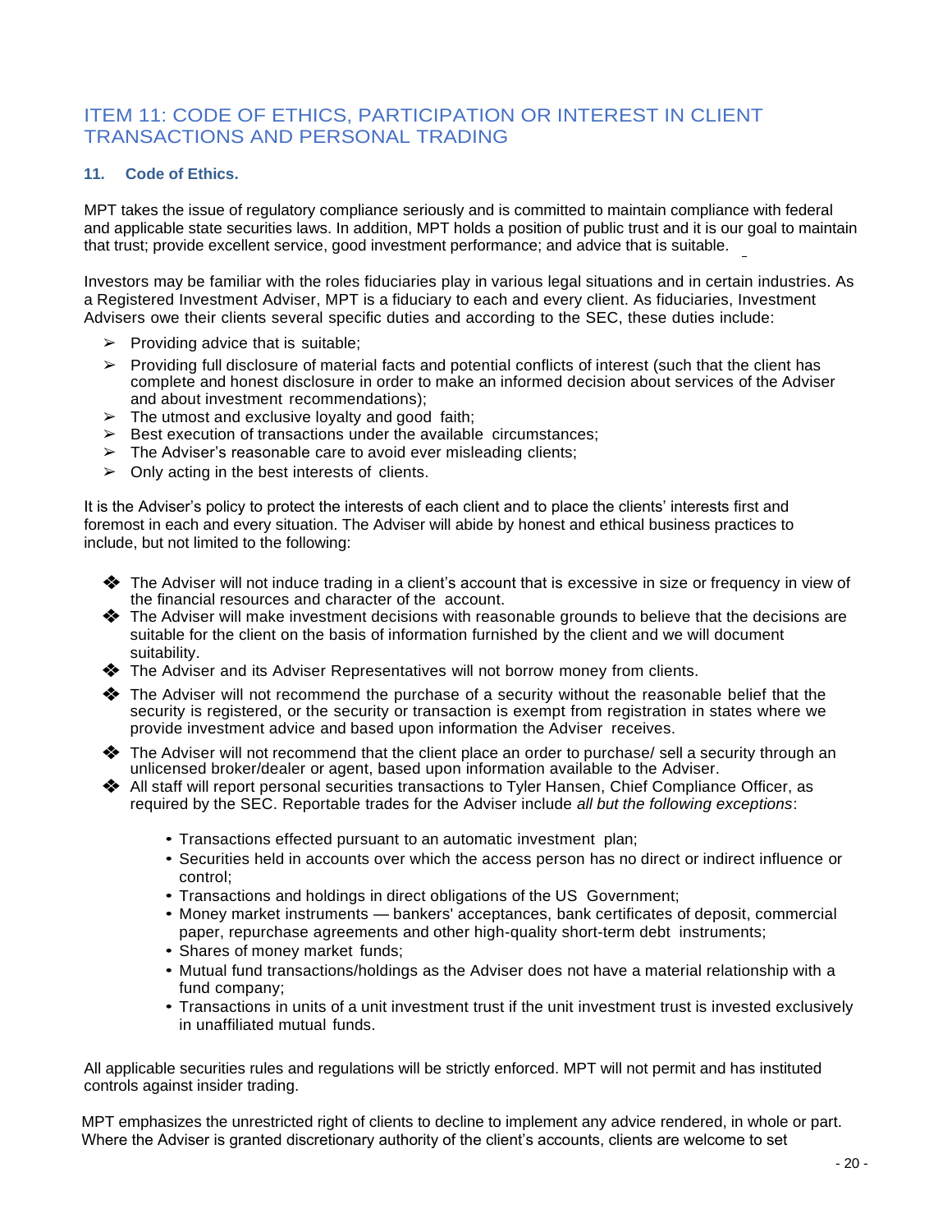## ITEM 11: CODE OF ETHICS, PARTICIPATION OR INTEREST IN CLIENT TRANSACTIONS AND PERSONAL TRADING

### 11. Code of Ethics.

MPT takes the issue of regulatory compliance seriously and is committed to maintain compliance with federal and applicable state securities laws. In addition, MPT holds a position of public trust and it is our goal to maintain that trust; provide excellent service, good investment performance; and advice that is suitable.

Investors may be familiar with the roles fiduciaries play in various legal situations and in certain industries. As a Registered Investment Adviser, MPT is a fiduciary to each and every client. As fiduciaries, Investment Advisers owe their clients several specific duties and according to the SEC, these duties include:

- Providing advice that is suitable;
- Providing full disclosure of material facts and potential conflicts of interest (such that the client has complete and honest disclosure in order to make an informed decision about services of the Adviser and about investment recommendations);
- The utmost and exclusive loyalty and good faith;
- Best execution of transactions under the available circumstances;
- The Adviser's reasonable care to avoid ever misleading clients;
- Only acting in the best interests of clients.

It is the Adviser's policy to protect the interests of each client and to place the clients' interests first and foremost in each and every situation. The Adviser will abide by honest and ethical business practices to include, but not limited to the following:

- The Adviser will not induce trading in a client's account that is excessive in size or frequency in view of the financial resources and character of the account.
- The Adviser will make investment decisions with reasonable grounds to believe that the decisions are suitable for the client on the basis of information furnished by the client and we will document suitability.
- The Adviser and its Adviser Representatives will not borrow money from clients.
- The Adviser will not recommend the purchase of a security without the reasonable belief that the security is registered, or the security or transaction is exempt from registration in states where we provide investment advice and based upon information the Adviser receives.
- The Adviser will not recommend that the client place an order to purchase/ sell a security through an unlicensed broker/dealer or agent, based upon information available to the Adviser.
- All staff will report personal securities transactions to Tyler Hansen, Chief Compliance Officer, as required by the SEC. Reportable trades for the Adviser include *all but the following exceptions*:
  - Transactions effected pursuant to an automatic investment plan;
  - Securities held in accounts over which the access person has no direct or indirect influence or control;
  - Transactions and holdings in direct obligations of the US Government;
  - Money market instruments — bankers' acceptances, bank certificates of deposit, commercial paper, repurchase agreements and other high-quality short-term debt instruments;
  - Shares of money market funds;
  - Mutual fund transactions/holdings as the Adviser does not have a material relationship with a fund company;
  - Transactions in units of a unit investment trust if the unit investment trust is invested exclusively in unaffiliated mutual funds.

All applicable securities rules and regulations will be strictly enforced. MPT will not permit and has instituted controls against insider trading.

MPT emphasizes the unrestricted right of clients to decline to implement any advice rendered, in whole or part. Where the Adviser is granted discretionary authority of the client's accounts, clients are welcome to set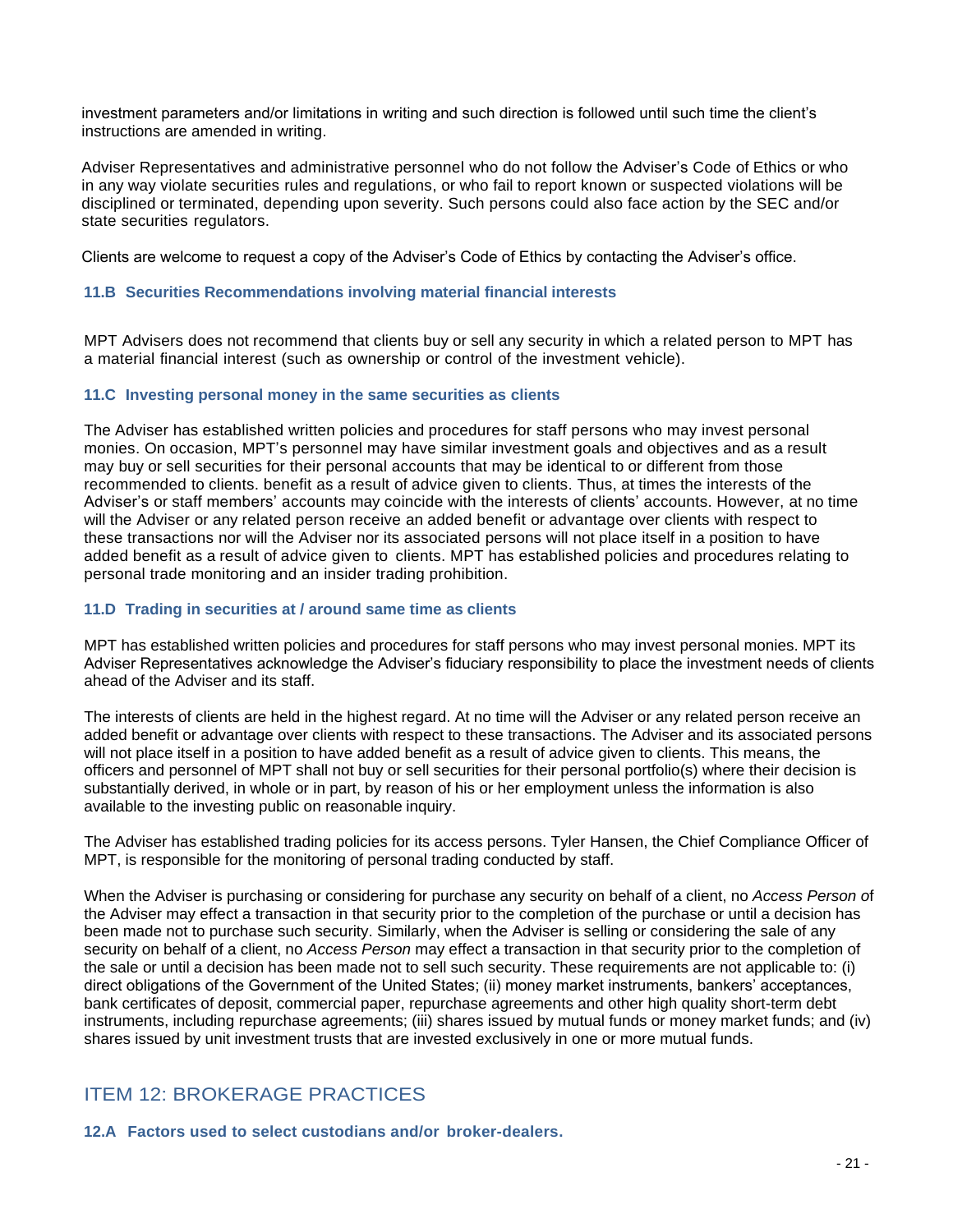investment parameters and/or limitations in writing and such direction is followed until such time the client's instructions are amended in writing.

Adviser Representatives and administrative personnel who do not follow the Adviser's Code of Ethics or who in any way violate securities rules and regulations, or who fail to report known or suspected violations will be disciplined or terminated, depending upon severity. Such persons could also face action by the SEC and/or state securities regulators.

Clients are welcome to request a copy of the Adviser's Code of Ethics by contacting the Adviser's office.

### 11.B Securities Recommendations involving material financial interests

MPT Advisers does not recommend that clients buy or sell any security in which a related person to MPT has a material financial interest (such as ownership or control of the investment vehicle).

### 11.C Investing personal money in the same securities as clients

The Adviser has established written policies and procedures for staff persons who may invest personal monies. On occasion, MPT's personnel may have similar investment goals and objectives and as a result may buy or sell securities for their personal accounts that may be identical to or different from those recommended to clients. benefit as a result of advice given to clients. Thus, at times the interests of the Adviser's or staff members' accounts may coincide with the interests of clients' accounts. However, at no time will the Adviser or any related person receive an added benefit or advantage over clients with respect to these transactions nor will the Adviser nor its associated persons will not place itself in a position to have added benefit as a result of advice given to clients. MPT has established policies and procedures relating to personal trade monitoring and an insider trading prohibition.

### 11.D Trading in securities at / around same time as clients

MPT has established written policies and procedures for staff persons who may invest personal monies. MPT its Adviser Representatives acknowledge the Adviser's fiduciary responsibility to place the investment needs of clients ahead of the Adviser and its staff.

The interests of clients are held in the highest regard. At no time will the Adviser or any related person receive an added benefit or advantage over clients with respect to these transactions. The Adviser and its associated persons will not place itself in a position to have added benefit as a result of advice given to clients. This means, the officers and personnel of MPT shall not buy or sell securities for their personal portfolio(s) where their decision is substantially derived, in whole or in part, by reason of his or her employment unless the information is also available to the investing public on reasonable inquiry.

The Adviser has established trading policies for its access persons. Tyler Hansen, the Chief Compliance Officer of MPT, is responsible for the monitoring of personal trading conducted by staff.

When the Adviser is purchasing or considering for purchase any security on behalf of a client, no *Access Person* of the Adviser may effect a transaction in that security prior to the completion of the purchase or until a decision has been made not to purchase such security. Similarly, when the Adviser is selling or considering the sale of any security on behalf of a client, no *Access Person* may effect a transaction in that security prior to the completion of the sale or until a decision has been made not to sell such security. These requirements are not applicable to: (i) direct obligations of the Government of the United States; (ii) money market instruments, bankers' acceptances, bank certificates of deposit, commercial paper, repurchase agreements and other high quality short-term debt instruments, including repurchase agreements; (iii) shares issued by mutual funds or money market funds; and (iv) shares issued by unit investment trusts that are invested exclusively in one or more mutual funds.

## ITEM 12: BROKERAGE PRACTICES

### 12.A Factors used to select custodians and/or broker-dealers.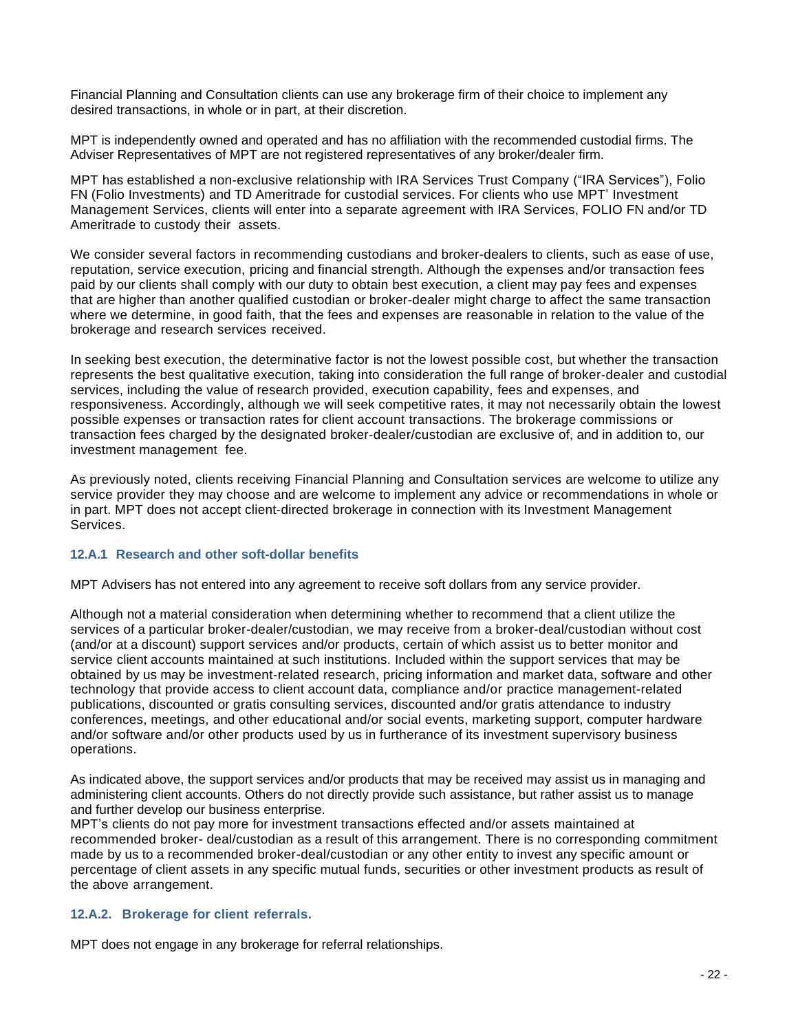Financial Planning and Consultation clients can use any brokerage firm of their choice to implement any desired transactions, in whole or in part, at their discretion.

MPT is independently owned and operated and has no affiliation with the recommended custodial firms. The Adviser Representatives of MPT are not registered representatives of any broker/dealer firm.

MPT has established a non-exclusive relationship with IRA Services Trust Company ("IRA Services"), Folio FN (Folio Investments) and TD Ameritrade for custodial services. For clients who use MPT' Investment Management Services, clients will enter into a separate agreement with IRA Services, FOLIO FN and/or TD Ameritrade to custody their assets.

We consider several factors in recommending custodians and broker-dealers to clients, such as ease of use, reputation, service execution, pricing and financial strength. Although the expenses and/or transaction fees paid by our clients shall comply with our duty to obtain best execution, a client may pay fees and expenses that are higher than another qualified custodian or broker-dealer might charge to affect the same transaction where we determine, in good faith, that the fees and expenses are reasonable in relation to the value of the brokerage and research services received.

In seeking best execution, the determinative factor is not the lowest possible cost, but whether the transaction represents the best qualitative execution, taking into consideration the full range of broker-dealer and custodial services, including the value of research provided, execution capability, fees and expenses, and responsiveness. Accordingly, although we will seek competitive rates, it may not necessarily obtain the lowest possible expenses or transaction rates for client account transactions. The brokerage commissions or transaction fees charged by the designated broker-dealer/custodian are exclusive of, and in addition to, our investment management fee.

As previously noted, clients receiving Financial Planning and Consultation services are welcome to utilize any service provider they may choose and are welcome to implement any advice or recommendations in whole or in part. MPT does not accept client-directed brokerage in connection with its Investment Management Services.

### 12.A.1 Research and other soft-dollar benefits

MPT Advisers has not entered into any agreement to receive soft dollars from any service provider.

Although not a material consideration when determining whether to recommend that a client utilize the services of a particular broker-dealer/custodian, we may receive from a broker-deal/custodian without cost (and/or at a discount) support services and/or products, certain of which assist us to better monitor and service client accounts maintained at such institutions. Included within the support services that may be obtained by us may be investment-related research, pricing information and market data, software and other technology that provide access to client account data, compliance and/or practice management-related publications, discounted or gratis consulting services, discounted and/or gratis attendance to industry conferences, meetings, and other educational and/or social events, marketing support, computer hardware and/or software and/or other products used by us in furtherance of its investment supervisory business operations.

As indicated above, the support services and/or products that may be received may assist us in managing and administering client accounts. Others do not directly provide such assistance, but rather assist us to manage and further develop our business enterprise.

MPT's clients do not pay more for investment transactions effected and/or assets maintained at recommended broker- deal/custodian as a result of this arrangement. There is no corresponding commitment made by us to a recommended broker-deal/custodian or any other entity to invest any specific amount or percentage of client assets in any specific mutual funds, securities or other investment products as result of the above arrangement.

### 12.A.2. Brokerage for client referrals.

MPT does not engage in any brokerage for referral relationships.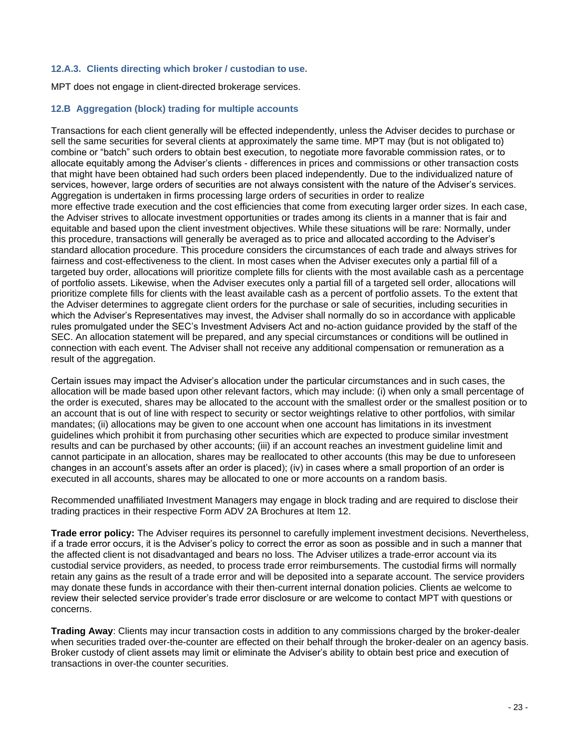### 12.A.3. Clients directing which broker / custodian to use.

MPT does not engage in client-directed brokerage services.

### 12.B Aggregation (block) trading for multiple accounts

Transactions for each client generally will be effected independently, unless the Adviser decides to purchase or sell the same securities for several clients at approximately the same time. MPT may (but is not obligated to) combine or "batch" such orders to obtain best execution, to negotiate more favorable commission rates, or to allocate equitably among the Adviser's clients - differences in prices and commissions or other transaction costs that might have been obtained had such orders been placed independently. Due to the individualized nature of services, however, large orders of securities are not always consistent with the nature of the Adviser's services. Aggregation is undertaken in firms processing large orders of securities in order to realize more effective trade execution and the cost efficiencies that come from executing larger order sizes. In each case, the Adviser strives to allocate investment opportunities or trades among its clients in a manner that is fair and equitable and based upon the client investment objectives. While these situations will be rare: Normally, under this procedure, transactions will generally be averaged as to price and allocated according to the Adviser's standard allocation procedure. This procedure considers the circumstances of each trade and always strives for fairness and cost-effectiveness to the client. In most cases when the Adviser executes only a partial fill of a targeted buy order, allocations will prioritize complete fills for clients with the most available cash as a percentage of portfolio assets. Likewise, when the Adviser executes only a partial fill of a targeted sell order, allocations will prioritize complete fills for clients with the least available cash as a percent of portfolio assets. To the extent that the Adviser determines to aggregate client orders for the purchase or sale of securities, including securities in which the Adviser's Representatives may invest, the Adviser shall normally do so in accordance with applicable rules promulgated under the SEC's Investment Advisers Act and no-action guidance provided by the staff of the SEC. An allocation statement will be prepared, and any special circumstances or conditions will be outlined in connection with each event. The Adviser shall not receive any additional compensation or remuneration as a result of the aggregation.

Certain issues may impact the Adviser's allocation under the particular circumstances and in such cases, the allocation will be made based upon other relevant factors, which may include: (i) when only a small percentage of the order is executed, shares may be allocated to the account with the smallest order or the smallest position or to an account that is out of line with respect to security or sector weightings relative to other portfolios, with similar mandates; (ii) allocations may be given to one account when one account has limitations in its investment guidelines which prohibit it from purchasing other securities which are expected to produce similar investment results and can be purchased by other accounts; (iii) if an account reaches an investment guideline limit and cannot participate in an allocation, shares may be reallocated to other accounts (this may be due to unforeseen changes in an account's assets after an order is placed); (iv) in cases where a small proportion of an order is executed in all accounts, shares may be allocated to one or more accounts on a random basis.

Recommended unaffiliated Investment Managers may engage in block trading and are required to disclose their trading practices in their respective Form ADV 2A Brochures at Item 12.

**Trade error policy:** The Adviser requires its personnel to carefully implement investment decisions. Nevertheless, if a trade error occurs, it is the Adviser's policy to correct the error as soon as possible and in such a manner that the affected client is not disadvantaged and bears no loss. The Adviser utilizes a trade-error account via its custodial service providers, as needed, to process trade error reimbursements. The custodial firms will normally retain any gains as the result of a trade error and will be deposited into a separate account. The service providers may donate these funds in accordance with their then-current internal donation policies. Clients ae welcome to review their selected service provider's trade error disclosure or are welcome to contact MPT with questions or concerns.

**Trading Away**: Clients may incur transaction costs in addition to any commissions charged by the broker-dealer when securities traded over-the-counter are effected on their behalf through the broker-dealer on an agency basis. Broker custody of client assets may limit or eliminate the Adviser's ability to obtain best price and execution of transactions in over-the counter securities.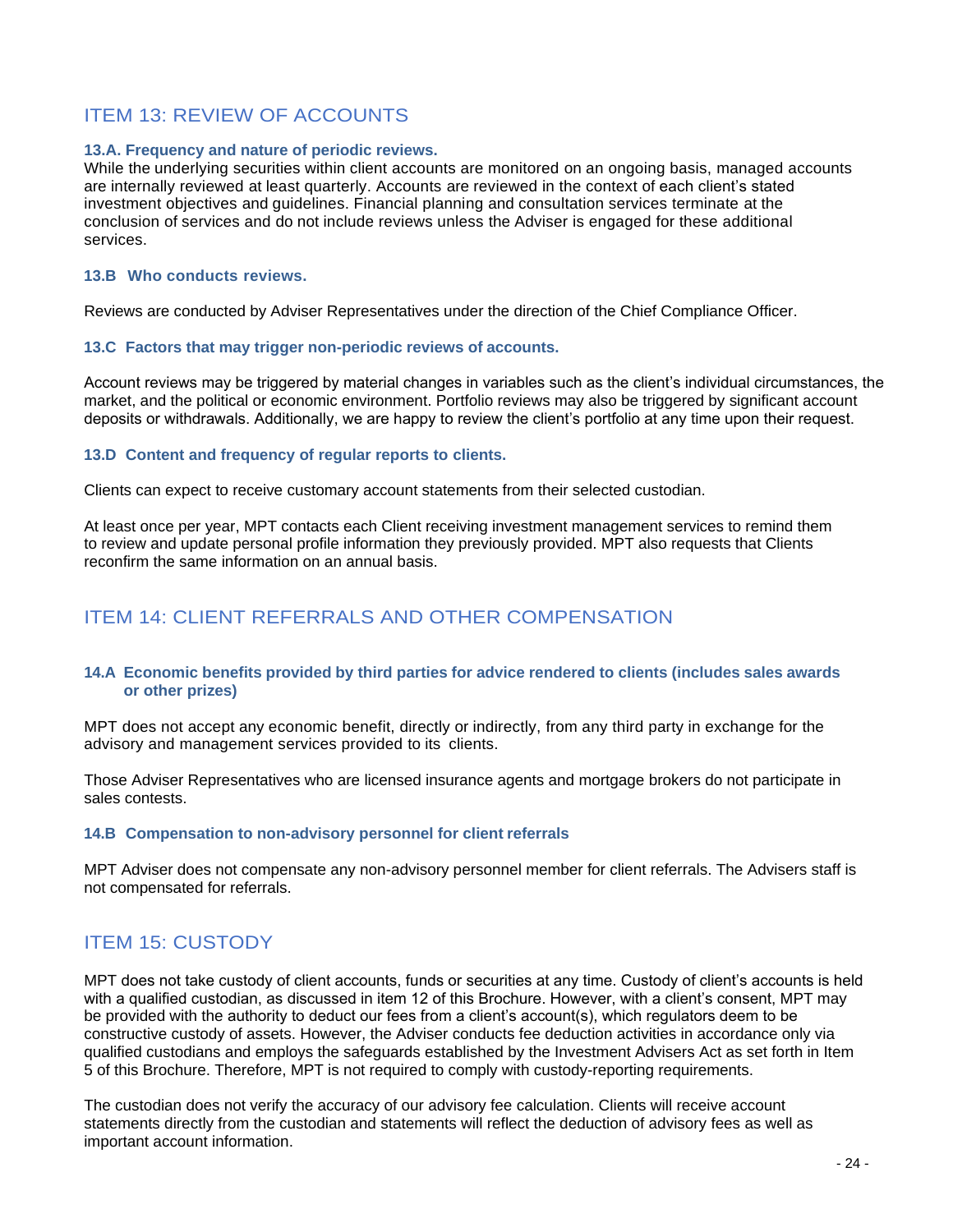## ITEM 13: REVIEW OF ACCOUNTS

### 13.A. Frequency and nature of periodic reviews.

While the underlying securities within client accounts are monitored on an ongoing basis, managed accounts are internally reviewed at least quarterly. Accounts are reviewed in the context of each client's stated investment objectives and guidelines. Financial planning and consultation services terminate at the conclusion of services and do not include reviews unless the Adviser is engaged for these additional services.

### 13.B Who conducts reviews.

Reviews are conducted by Adviser Representatives under the direction of the Chief Compliance Officer.

### 13.C Factors that may trigger non-periodic reviews of accounts.

Account reviews may be triggered by material changes in variables such as the client's individual circumstances, the market, and the political or economic environment. Portfolio reviews may also be triggered by significant account deposits or withdrawals. Additionally, we are happy to review the client's portfolio at any time upon their request.

### 13.D Content and frequency of regular reports to clients.

Clients can expect to receive customary account statements from their selected custodian.

At least once per year, MPT contacts each Client receiving investment management services to remind them to review and update personal profile information they previously provided. MPT also requests that Clients reconfirm the same information on an annual basis.

## ITEM 14: CLIENT REFERRALS AND OTHER COMPENSATION

### 14.A Economic benefits provided by third parties for advice rendered to clients (includes sales awards or other prizes)

MPT does not accept any economic benefit, directly or indirectly, from any third party in exchange for the advisory and management services provided to its clients.

Those Adviser Representatives who are licensed insurance agents and mortgage brokers do not participate in sales contests.

### 14.B Compensation to non-advisory personnel for client referrals

MPT Adviser does not compensate any non-advisory personnel member for client referrals. The Advisers staff is not compensated for referrals.

## ITEM 15: CUSTODY

MPT does not take custody of client accounts, funds or securities at any time. Custody of client's accounts is held with a qualified custodian, as discussed in item 12 of this Brochure. However, with a client's consent, MPT may be provided with the authority to deduct our fees from a client's account(s), which regulators deem to be constructive custody of assets. However, the Adviser conducts fee deduction activities in accordance only via qualified custodians and employs the safeguards established by the Investment Advisers Act as set forth in Item 5 of this Brochure. Therefore, MPT is not required to comply with custody-reporting requirements.

The custodian does not verify the accuracy of our advisory fee calculation. Clients will receive account statements directly from the custodian and statements will reflect the deduction of advisory fees as well as important account information.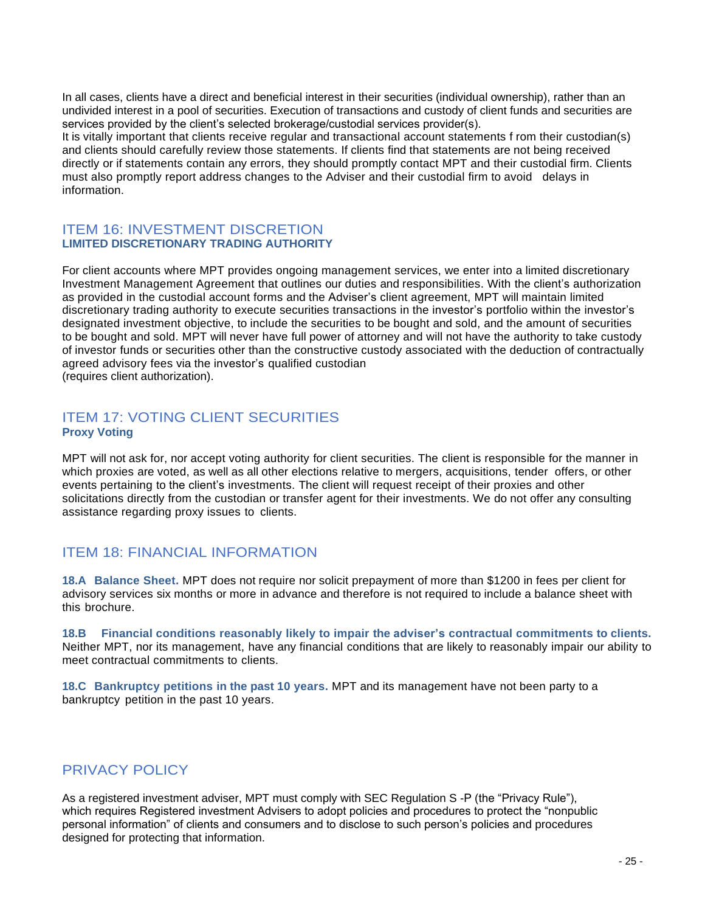In all cases, clients have a direct and beneficial interest in their securities (individual ownership), rather than an undivided interest in a pool of securities. Execution of transactions and custody of client funds and securities are services provided by the client's selected brokerage/custodial services provider(s).
It is vitally important that clients receive regular and transactional account statements f rom their custodian(s) and clients should carefully review those statements. If clients find that statements are not being received directly or if statements contain any errors, they should promptly contact MPT and their custodial firm. Clients must also promptly report address changes to the Adviser and their custodial firm to avoid delays in information.

## ITEM 16: INVESTMENT DISCRETION

**LIMITED DISCRETIONARY TRADING AUTHORITY**

For client accounts where MPT provides ongoing management services, we enter into a limited discretionary Investment Management Agreement that outlines our duties and responsibilities. With the client's authorization as provided in the custodial account forms and the Adviser's client agreement, MPT will maintain limited discretionary trading authority to execute securities transactions in the investor's portfolio within the investor's designated investment objective, to include the securities to be bought and sold, and the amount of securities to be bought and sold. MPT will never have full power of attorney and will not have the authority to take custody of investor funds or securities other than the constructive custody associated with the deduction of contractually agreed advisory fees via the investor's qualified custodian
(requires client authorization).

## ITEM 17: VOTING CLIENT SECURITIES

**Proxy Voting**

MPT will not ask for, nor accept voting authority for client securities. The client is responsible for the manner in which proxies are voted, as well as all other elections relative to mergers, acquisitions, tender offers, or other events pertaining to the client's investments. The client will request receipt of their proxies and other solicitations directly from the custodian or transfer agent for their investments. We do not offer any consulting assistance regarding proxy issues to clients.

## ITEM 18: FINANCIAL INFORMATION

**18.A Balance Sheet.** MPT does not require nor solicit prepayment of more than $1200 in fees per client for advisory services six months or more in advance and therefore is not required to include a balance sheet with this brochure.

**18.B Financial conditions reasonably likely to impair the adviser's contractual commitments to clients.** Neither MPT, nor its management, have any financial conditions that are likely to reasonably impair our ability to meet contractual commitments to clients.

**18.C Bankruptcy petitions in the past 10 years.** MPT and its management have not been party to a bankruptcy petition in the past 10 years.

## PRIVACY POLICY

As a registered investment adviser, MPT must comply with SEC Regulation S -P (the "Privacy Rule"), which requires Registered investment Advisers to adopt policies and procedures to protect the "nonpublic personal information" of clients and consumers and to disclose to such person's policies and procedures designed for protecting that information.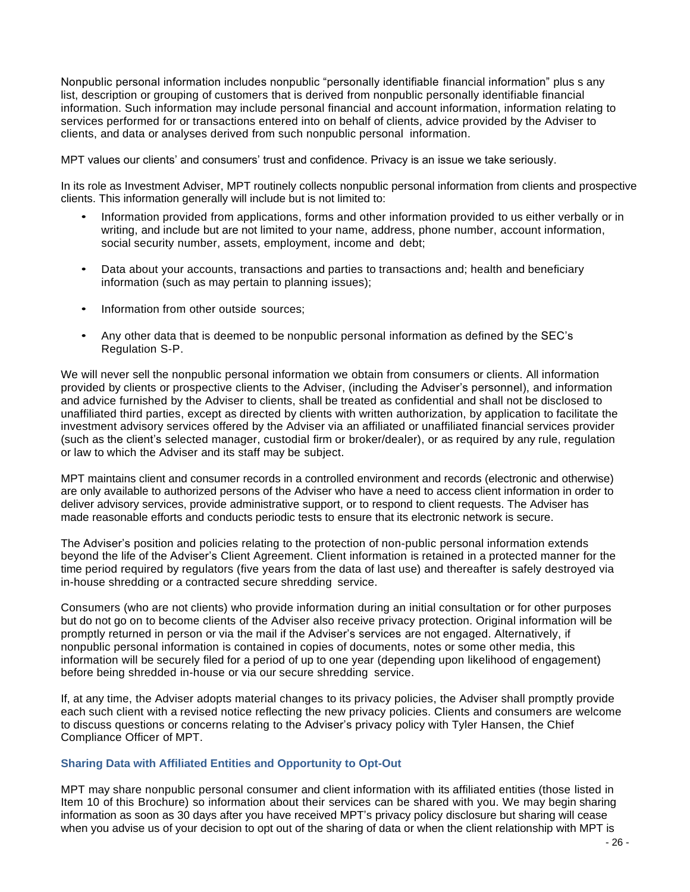Nonpublic personal information includes nonpublic "personally identifiable financial information" plus s any list, description or grouping of customers that is derived from nonpublic personally identifiable financial information. Such information may include personal financial and account information, information relating to services performed for or transactions entered into on behalf of clients, advice provided by the Adviser to clients, and data or analyses derived from such nonpublic personal information.

MPT values our clients' and consumers' trust and confidence. Privacy is an issue we take seriously.

In its role as Investment Adviser, MPT routinely collects nonpublic personal information from clients and prospective clients. This information generally will include but is not limited to:

- Information provided from applications, forms and other information provided to us either verbally or in writing, and include but are not limited to your name, address, phone number, account information, social security number, assets, employment, income and debt;
- Data about your accounts, transactions and parties to transactions and; health and beneficiary information (such as may pertain to planning issues);
- Information from other outside sources;
- Any other data that is deemed to be nonpublic personal information as defined by the SEC's Regulation S-P.

We will never sell the nonpublic personal information we obtain from consumers or clients. All information provided by clients or prospective clients to the Adviser, (including the Adviser's personnel), and information and advice furnished by the Adviser to clients, shall be treated as confidential and shall not be disclosed to unaffiliated third parties, except as directed by clients with written authorization, by application to facilitate the investment advisory services offered by the Adviser via an affiliated or unaffiliated financial services provider (such as the client's selected manager, custodial firm or broker/dealer), or as required by any rule, regulation or law to which the Adviser and its staff may be subject.

MPT maintains client and consumer records in a controlled environment and records (electronic and otherwise) are only available to authorized persons of the Adviser who have a need to access client information in order to deliver advisory services, provide administrative support, or to respond to client requests. The Adviser has made reasonable efforts and conducts periodic tests to ensure that its electronic network is secure.

The Adviser's position and policies relating to the protection of non-public personal information extends beyond the life of the Adviser's Client Agreement. Client information is retained in a protected manner for the time period required by regulators (five years from the data of last use) and thereafter is safely destroyed via in-house shredding or a contracted secure shredding service.

Consumers (who are not clients) who provide information during an initial consultation or for other purposes but do not go on to become clients of the Adviser also receive privacy protection. Original information will be promptly returned in person or via the mail if the Adviser's services are not engaged. Alternatively, if nonpublic personal information is contained in copies of documents, notes or some other media, this information will be securely filed for a period of up to one year (depending upon likelihood of engagement) before being shredded in-house or via our secure shredding service.

If, at any time, the Adviser adopts material changes to its privacy policies, the Adviser shall promptly provide each such client with a revised notice reflecting the new privacy policies. Clients and consumers are welcome to discuss questions or concerns relating to the Adviser's privacy policy with Tyler Hansen, the Chief Compliance Officer of MPT.

### Sharing Data with Affiliated Entities and Opportunity to Opt-Out

MPT may share nonpublic personal consumer and client information with its affiliated entities (those listed in Item 10 of this Brochure) so information about their services can be shared with you. We may begin sharing information as soon as 30 days after you have received MPT's privacy policy disclosure but sharing will cease when you advise us of your decision to opt out of the sharing of data or when the client relationship with MPT is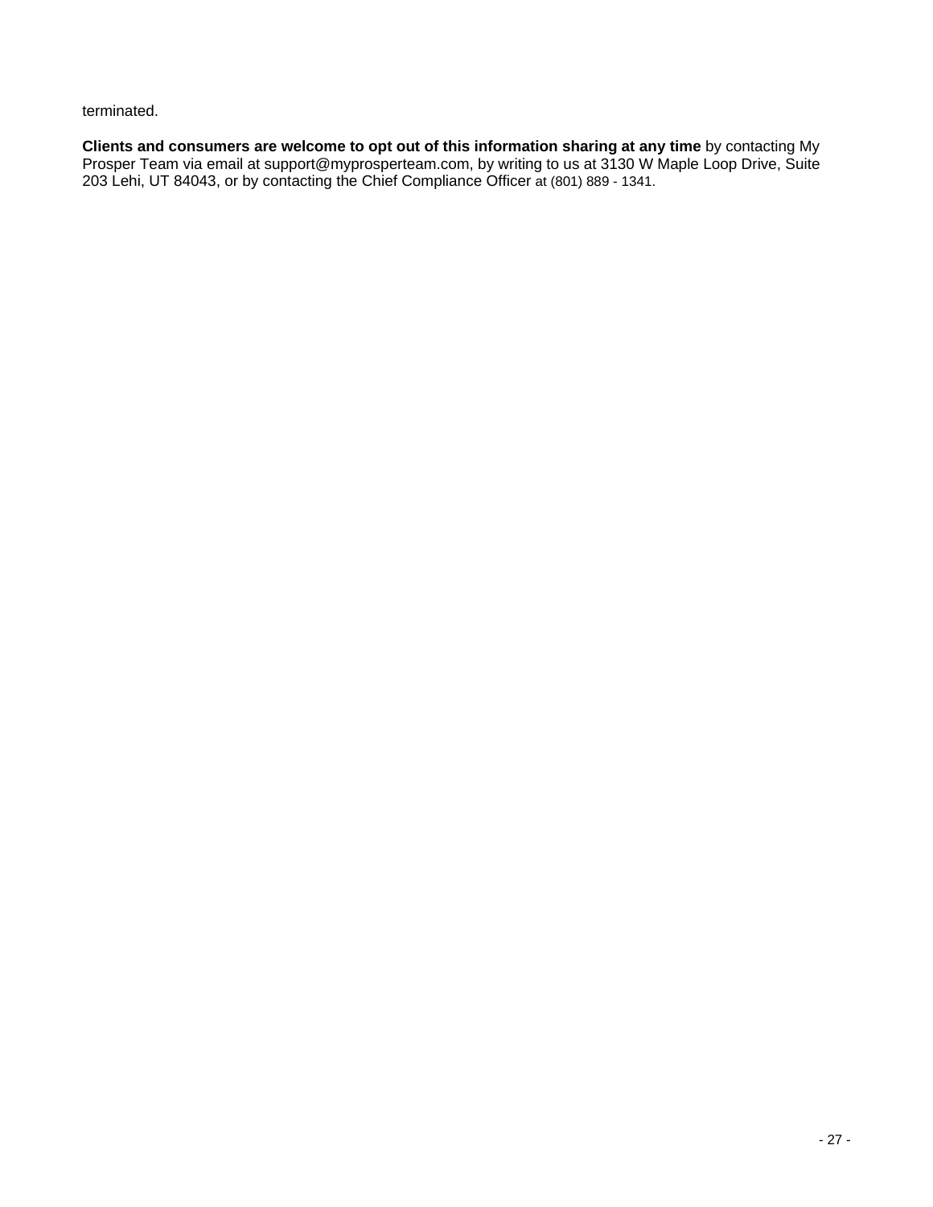terminated.

**Clients and consumers are welcome to opt out of this information sharing at any time** by contacting My Prosper Team via email at support@myprosperteam.com, by writing to us at 3130 W Maple Loop Drive, Suite 203 Lehi, UT 84043, or by contacting the Chief Compliance Officer at (801) 889 - 1341.